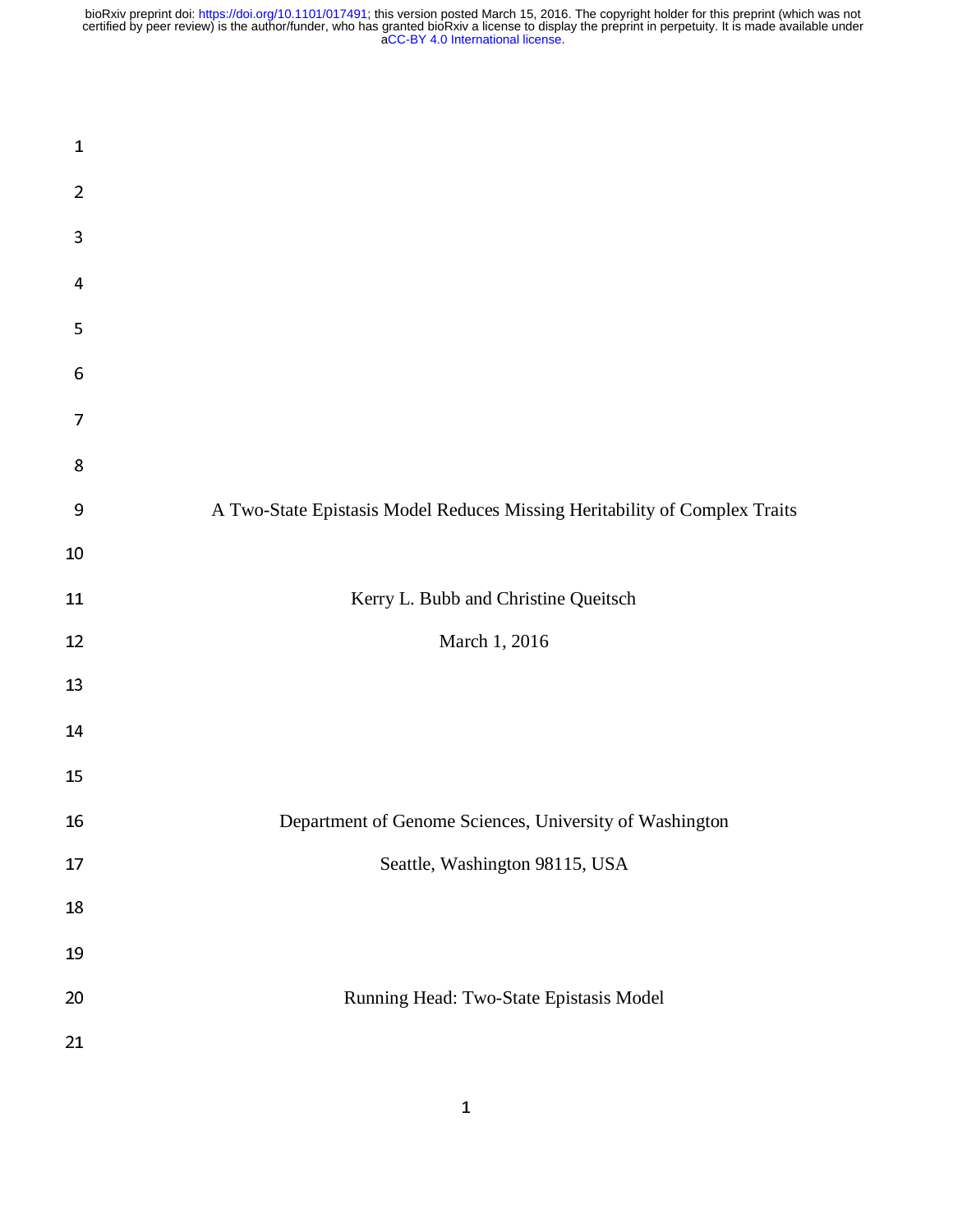# A Two-State Epistasis Model Reduces Missing Heritability of Complex Traits

Kerry L. Bubb and Christine Queitsch

March 1, 2016

Department of Genome Sciences, University of Washington

Seattle, Washington 98115, USA

Running Head: Two-State Epistasis Model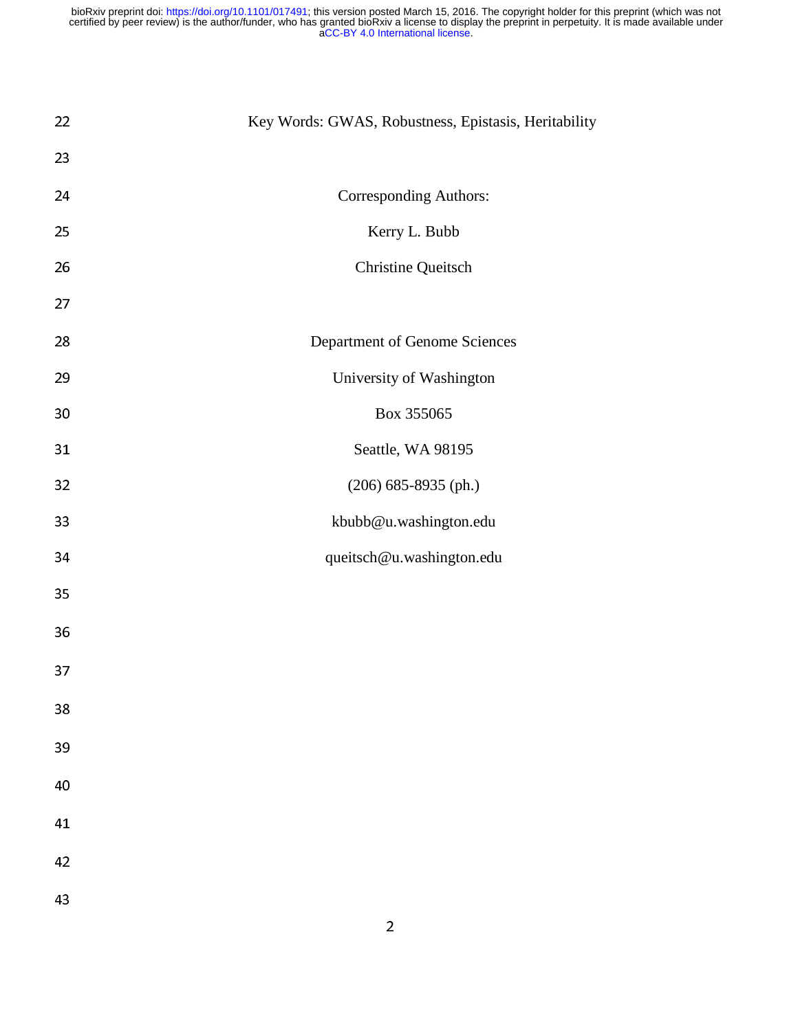Key Words: GWAS, Robustness, Epistasis, Heritability

Corresponding Authors:

Kerry L. Bubb

Christine Queitsch

Department of Genome Sciences

University of Washington

Box 355065

Seattle, WA 98195

(206) 685-8935 (ph.)

kbubb@u.washington.edu

queitsch@u.washington.edu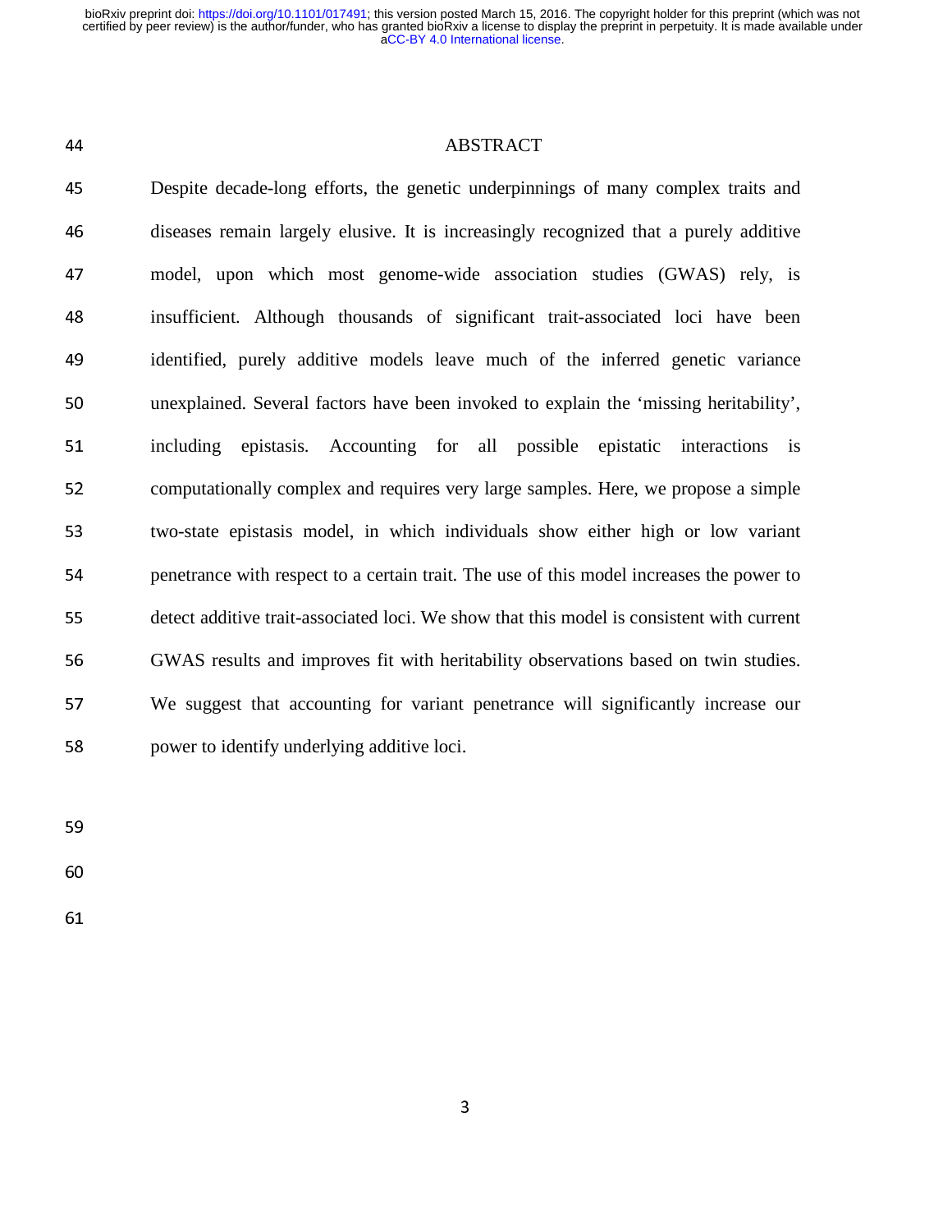## ABSTRACT

Despite decade-long efforts, the genetic underpinnings of many complex traits and diseases remain largely elusive. It is increasingly recognized that a purely additive model, upon which most genome-wide association studies (GWAS) rely, is insufficient. Although thousands of significant trait-associated loci have been identified, purely additive models leave much of the inferred genetic variance unexplained. Several factors have been invoked to explain the 'missing heritability', including epistasis. Accounting for all possible epistatic interactions is computationally complex and requires very large samples. Here, we propose a simple two-state epistasis model, in which individuals show either high or low variant penetrance with respect to a certain trait. The use of this model increases the power to detect additive trait-associated loci. We show that this model is consistent with current GWAS results and improves fit with heritability observations based on twin studies. We suggest that accounting for variant penetrance will significantly increase our power to identify underlying additive loci.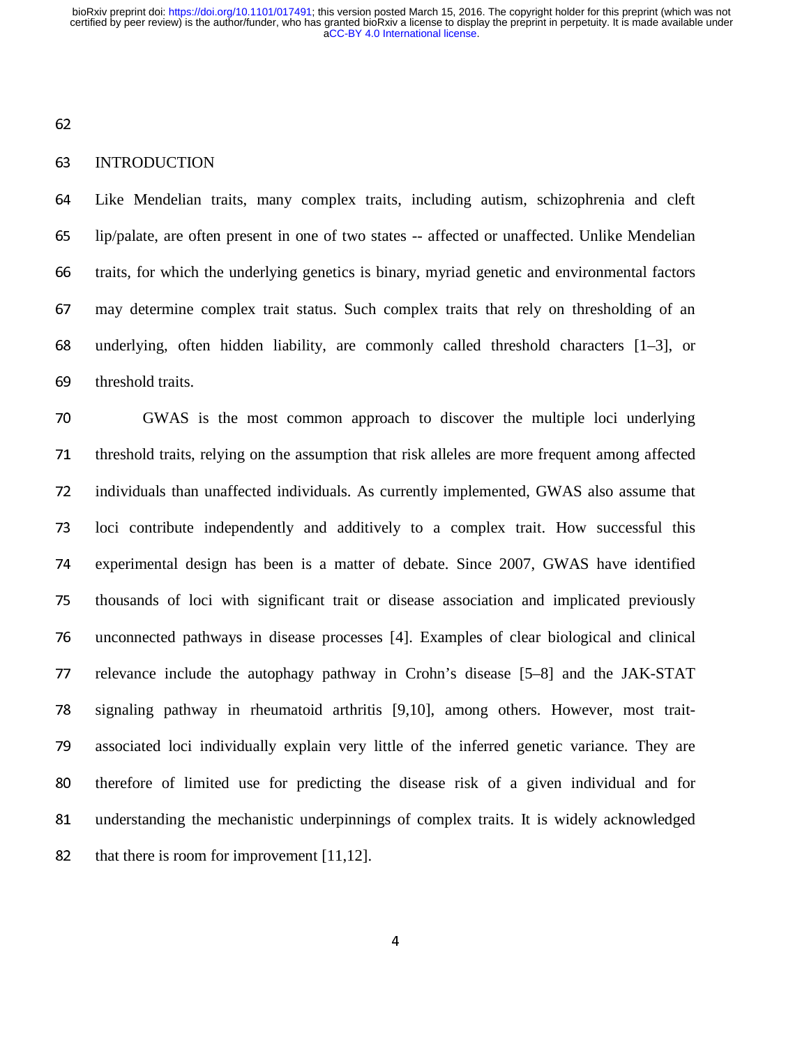## INTRODUCTION

Like Mendelian traits, many complex traits, including autism, schizophrenia and cleft lip/palate, are often present in one of two states -- affected or unaffected. Unlike Mendelian traits, for which the underlying genetics is binary, myriad genetic and environmental factors may determine complex trait status. Such complex traits that rely on thresholding of an underlying, often hidden liability, are commonly called threshold characters [1–3], or threshold traits.

GWAS is the most common approach to discover the multiple loci underlying threshold traits, relying on the assumption that risk alleles are more frequent among affected individuals than unaffected individuals. As currently implemented, GWAS also assume that loci contribute independently and additively to a complex trait. How successful this experimental design has been is a matter of debate. Since 2007, GWAS have identified thousands of loci with significant trait or disease association and implicated previously unconnected pathways in disease processes [4]. Examples of clear biological and clinical relevance include the autophagy pathway in Crohn's disease [5–8] and the JAK-STAT signaling pathway in rheumatoid arthritis [9,10], among others. However, most trait-associated loci individually explain very little of the inferred genetic variance. They are therefore of limited use for predicting the disease risk of a given individual and for understanding the mechanistic underpinnings of complex traits. It is widely acknowledged that there is room for improvement [11,12].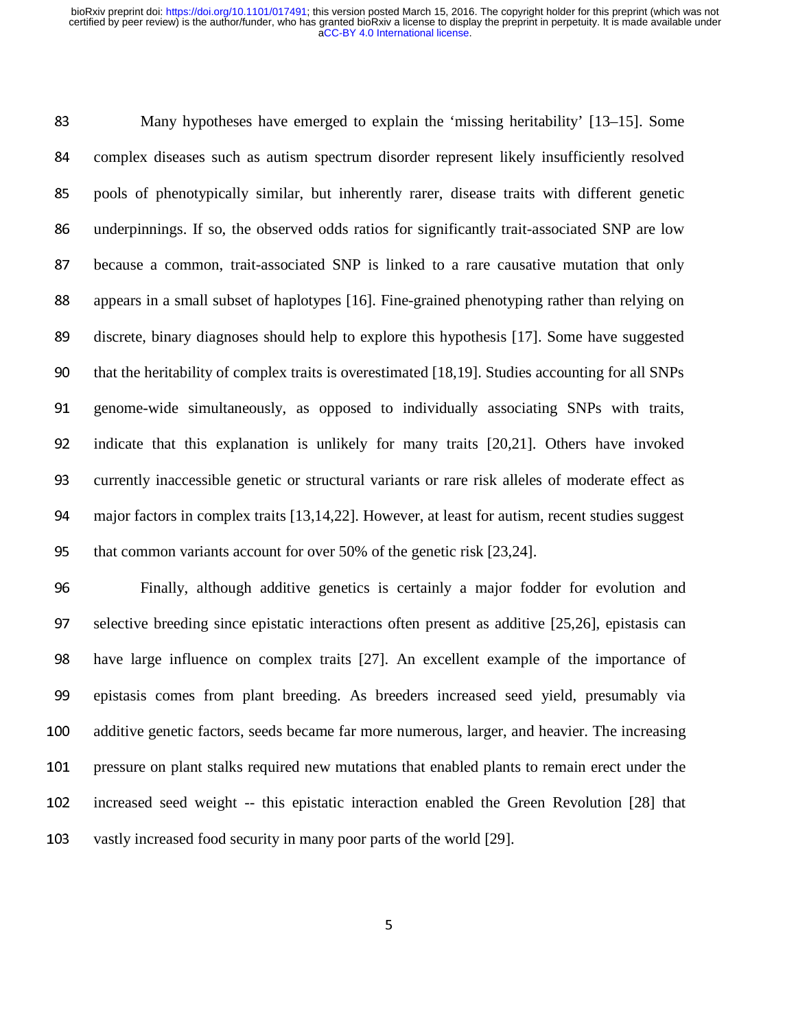Many hypotheses have emerged to explain the 'missing heritability' [13–15]. Some complex diseases such as autism spectrum disorder represent likely insufficiently resolved pools of phenotypically similar, but inherently rarer, disease traits with different genetic underpinnings. If so, the observed odds ratios for significantly trait-associated SNP are low because a common, trait-associated SNP is linked to a rare causative mutation that only appears in a small subset of haplotypes [16]. Fine-grained phenotyping rather than relying on discrete, binary diagnoses should help to explore this hypothesis [17]. Some have suggested that the heritability of complex traits is overestimated [18,19]. Studies accounting for all SNPs genome-wide simultaneously, as opposed to individually associating SNPs with traits, indicate that this explanation is unlikely for many traits [20,21]. Others have invoked currently inaccessible genetic or structural variants or rare risk alleles of moderate effect as major factors in complex traits [13,14,22]. However, at least for autism, recent studies suggest that common variants account for over 50% of the genetic risk [23,24].

Finally, although additive genetics is certainly a major fodder for evolution and selective breeding since epistatic interactions often present as additive [25,26], epistasis can have large influence on complex traits [27]. An excellent example of the importance of epistasis comes from plant breeding. As breeders increased seed yield, presumably via additive genetic factors, seeds became far more numerous, larger, and heavier. The increasing pressure on plant stalks required new mutations that enabled plants to remain erect under the increased seed weight -- this epistatic interaction enabled the Green Revolution [28] that vastly increased food security in many poor parts of the world [29].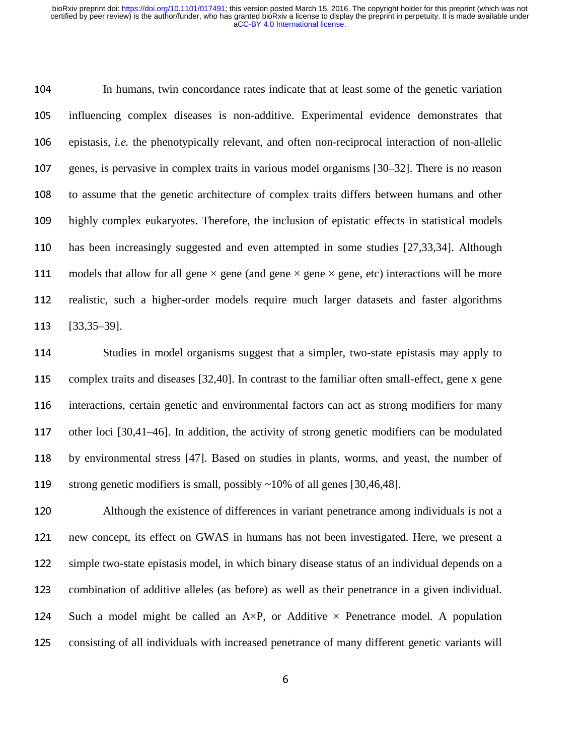In humans, twin concordance rates indicate that at least some of the genetic variation influencing complex diseases is non-additive. Experimental evidence demonstrates that epistasis, *i.e.* the phenotypically relevant, and often non-reciprocal interaction of non-allelic genes, is pervasive in complex traits in various model organisms [30–32]. There is no reason to assume that the genetic architecture of complex traits differs between humans and other highly complex eukaryotes. Therefore, the inclusion of epistatic effects in statistical models has been increasingly suggested and even attempted in some studies [27,33,34]. Although models that allow for all gene × gene (and gene × gene × gene, etc) interactions will be more realistic, such a higher-order models require much larger datasets and faster algorithms [33,35–39].

Studies in model organisms suggest that a simpler, two-state epistasis may apply to complex traits and diseases [32,40]. In contrast to the familiar often small-effect, gene x gene interactions, certain genetic and environmental factors can act as strong modifiers for many other loci [30,41–46]. In addition, the activity of strong genetic modifiers can be modulated by environmental stress [47]. Based on studies in plants, worms, and yeast, the number of strong genetic modifiers is small, possibly ~10% of all genes [30,46,48].

Although the existence of differences in variant penetrance among individuals is not a new concept, its effect on GWAS in humans has not been investigated. Here, we present a simple two-state epistasis model, in which binary disease status of an individual depends on a combination of additive alleles (as before) as well as their penetrance in a given individual. Such a model might be called an A×P, or Additive × Penetrance model. A population consisting of all individuals with increased penetrance of many different genetic variants will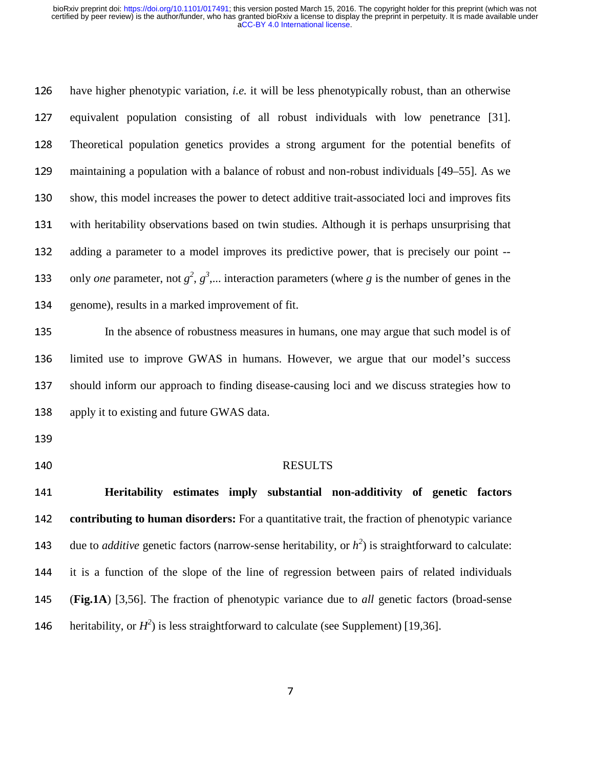have higher phenotypic variation, *i.e.* it will be less phenotypically robust, than an otherwise equivalent population consisting of all robust individuals with low penetrance [31]. Theoretical population genetics provides a strong argument for the potential benefits of maintaining a population with a balance of robust and non-robust individuals [49–55]. As we show, this model increases the power to detect additive trait-associated loci and improves fits with heritability observations based on twin studies. Although it is perhaps unsurprising that adding a parameter to a model improves its predictive power, that is precisely our point -- only *one* parameter, not $g^2$, $g^3$,... interaction parameters (where $g$ is the number of genes in the genome), results in a marked improvement of fit.

In the absence of robustness measures in humans, one may argue that such model is of limited use to improve GWAS in humans. However, we argue that our model's success should inform our approach to finding disease-causing loci and we discuss strategies how to apply it to existing and future GWAS data.

## RESULTS

**Heritability estimates imply substantial non-additivity of genetic factors contributing to human disorders:** For a quantitative trait, the fraction of phenotypic variance due to *additive* genetic factors (narrow-sense heritability, or $h^2$) is straightforward to calculate: it is a function of the slope of the line of regression between pairs of related individuals (**Fig.1A**) [3,56]. The fraction of phenotypic variance due to *all* genetic factors (broad-sense heritability, or $H^2$) is less straightforward to calculate (see Supplement) [19,36].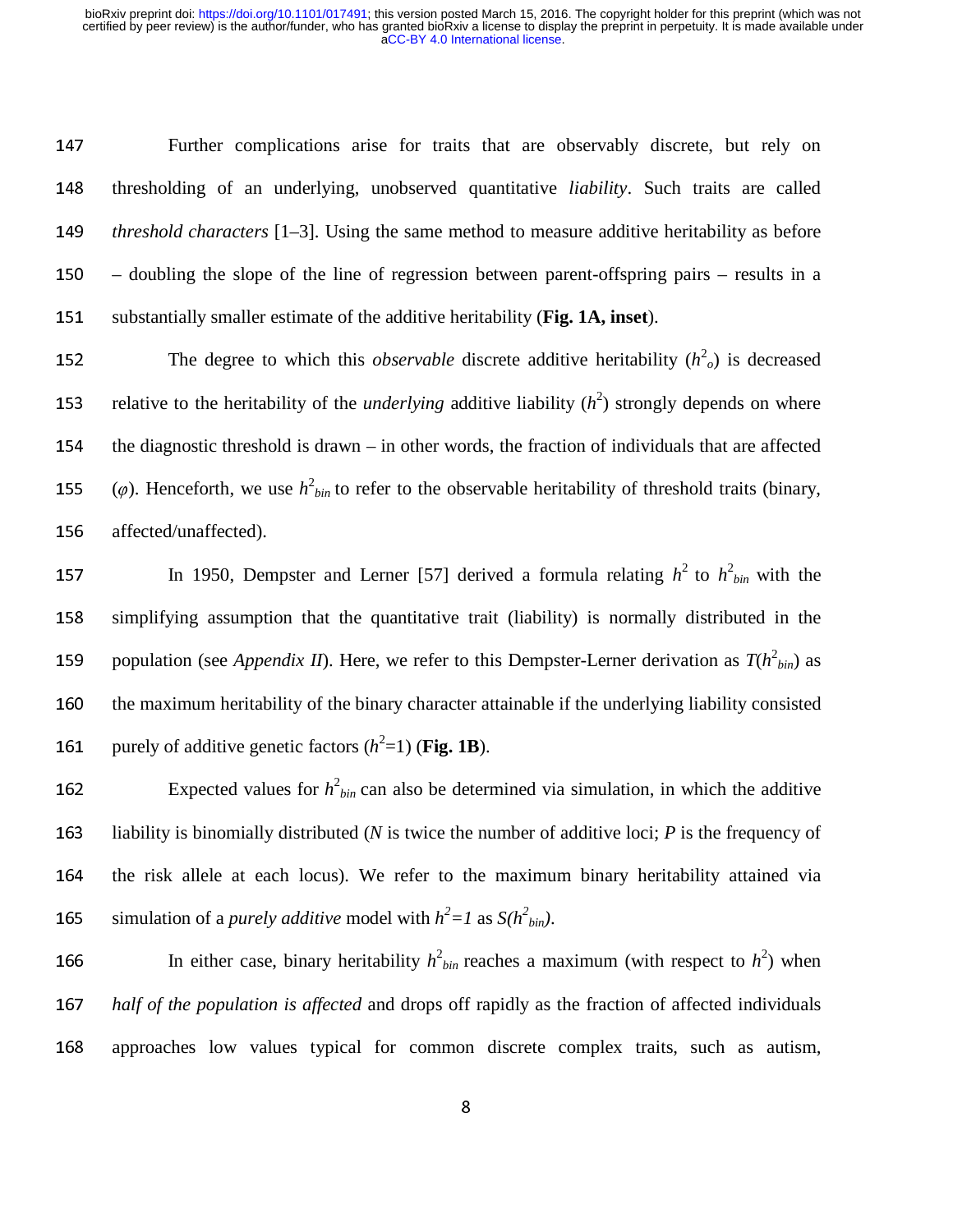Further complications arise for traits that are observably discrete, but rely on thresholding of an underlying, unobserved quantitative *liability*. Such traits are called *threshold characters* [1–3]. Using the same method to measure additive heritability as before – doubling the slope of the line of regression between parent-offspring pairs – results in a substantially smaller estimate of the additive heritability (**Fig. 1A, inset**).

The degree to which this *observable* discrete additive heritability ($h^2_o$) is decreased relative to the heritability of the *underlying* additive liability ($h^2$) strongly depends on where the diagnostic threshold is drawn – in other words, the fraction of individuals that are affected ($\varphi$). Henceforth, we use $h^2_{bin}$ to refer to the observable heritability of threshold traits (binary, affected/unaffected).

In 1950, Dempster and Lerner [57] derived a formula relating $h^2$ to $h^2_{bin}$ with the simplifying assumption that the quantitative trait (liability) is normally distributed in the population (see *Appendix II*). Here, we refer to this Dempster-Lerner derivation as $T(h^2_{bin})$ as the maximum heritability of the binary character attainable if the underlying liability consisted purely of additive genetic factors ($h^2$=1) (**Fig. 1B**).

Expected values for $h^2_{bin}$ can also be determined via simulation, in which the additive liability is binomially distributed ($N$ is twice the number of additive loci; $P$ is the frequency of the risk allele at each locus). We refer to the maximum binary heritability attained via simulation of a *purely additive* model with $h^2=1$ as $S(h^2_{bin})$.

In either case, binary heritability $h^2_{bin}$ reaches a maximum (with respect to $h^2$) when *half of the population is affected* and drops off rapidly as the fraction of affected individuals approaches low values typical for common discrete complex traits, such as autism,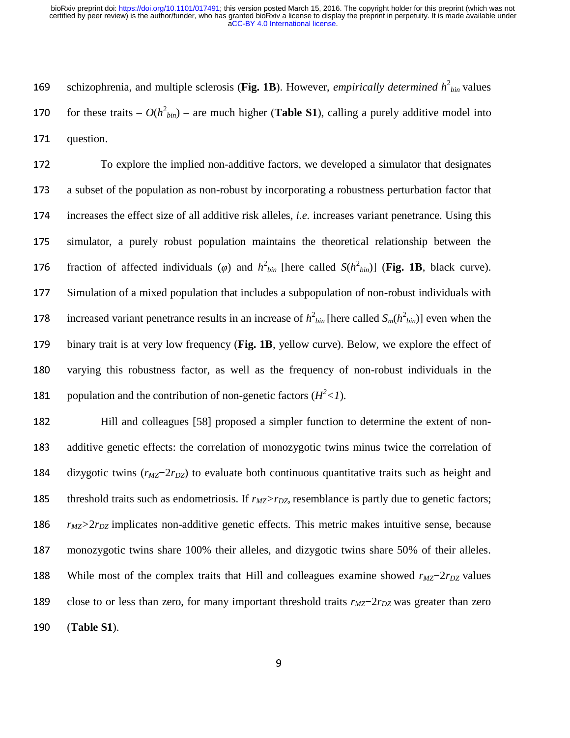schizophrenia, and multiple sclerosis (**Fig. 1B**). However, *empirically determined* $h^2_{bin}$ values for these traits – $O(h^2_{bin})$ – are much higher (**Table S1**), calling a purely additive model into question.

To explore the implied non-additive factors, we developed a simulator that designates a subset of the population as non-robust by incorporating a robustness perturbation factor that increases the effect size of all additive risk alleles, *i.e.* increases variant penetrance. Using this simulator, a purely robust population maintains the theoretical relationship between the fraction of affected individuals ($\varphi$) and $h^2_{bin}$ [here called $S(h^2_{bin})$] (**Fig. 1B**, black curve). Simulation of a mixed population that includes a subpopulation of non-robust individuals with increased variant penetrance results in an increase of $h^2_{bin}$ [here called $S_m(h^2_{bin})$] even when the binary trait is at very low frequency (**Fig. 1B**, yellow curve). Below, we explore the effect of varying this robustness factor, as well as the frequency of non-robust individuals in the population and the contribution of non-genetic factors ($H^2<1$).

Hill and colleagues [58] proposed a simpler function to determine the extent of non-additive genetic effects: the correlation of monozygotic twins minus twice the correlation of dizygotic twins ($r_{MZ}-2r_{DZ}$) to evaluate both continuous quantitative traits such as height and threshold traits such as endometriosis. If $r_{MZ}>r_{DZ}$, resemblance is partly due to genetic factors; $r_{MZ}>2r_{DZ}$ implicates non-additive genetic effects. This metric makes intuitive sense, because monozygotic twins share 100% their alleles, and dizygotic twins share 50% of their alleles. While most of the complex traits that Hill and colleagues examine showed $r_{MZ}-2r_{DZ}$ values close to or less than zero, for many important threshold traits $r_{MZ}-2r_{DZ}$ was greater than zero (**Table S1**).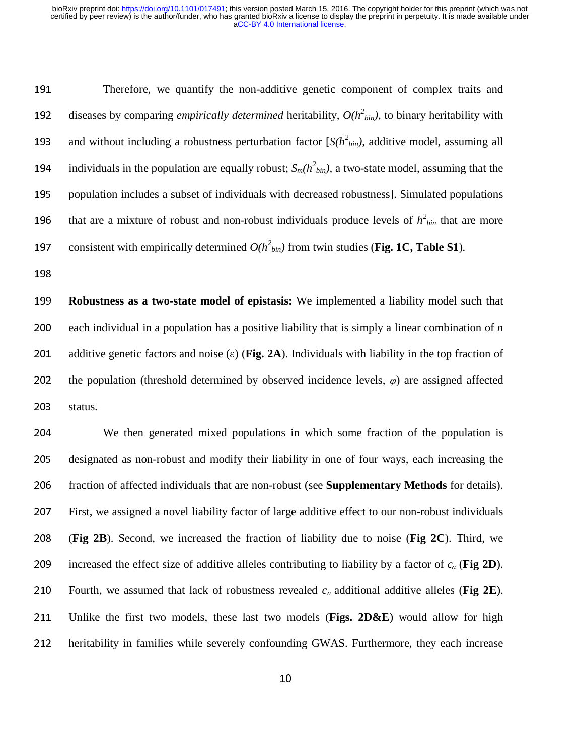Therefore, we quantify the non-additive genetic component of complex traits and diseases by comparing *empirically determined* heritability, $O(h^2_{bin})$, to binary heritability with and without including a robustness perturbation factor [$S(h^2_{bin})$, additive model, assuming all individuals in the population are equally robust; $S_m(h^2_{bin})$, a two-state model, assuming that the population includes a subset of individuals with decreased robustness]. Simulated populations that are a mixture of robust and non-robust individuals produce levels of $h^2_{bin}$ that are more consistent with empirically determined $O(h^2_{bin})$ from twin studies (**Fig. 1C, Table S1**).

**Robustness as a two-state model of epistasis:** We implemented a liability model such that each individual in a population has a positive liability that is simply a linear combination of $n$ additive genetic factors and noise ($\varepsilon$) (**Fig. 2A**). Individuals with liability in the top fraction of the population (threshold determined by observed incidence levels, $\varphi$) are assigned affected status.

We then generated mixed populations in which some fraction of the population is designated as non-robust and modify their liability in one of four ways, each increasing the fraction of affected individuals that are non-robust (see **Supplementary Methods** for details). First, we assigned a novel liability factor of large additive effect to our non-robust individuals (**Fig 2B**). Second, we increased the fraction of liability due to noise (**Fig 2C**). Third, we increased the effect size of additive alleles contributing to liability by a factor of $c_{\alpha}$ (**Fig 2D**). Fourth, we assumed that lack of robustness revealed $c_n$ additional additive alleles (**Fig 2E**). Unlike the first two models, these last two models (**Figs. 2D&E**) would allow for high heritability in families while severely confounding GWAS. Furthermore, they each increase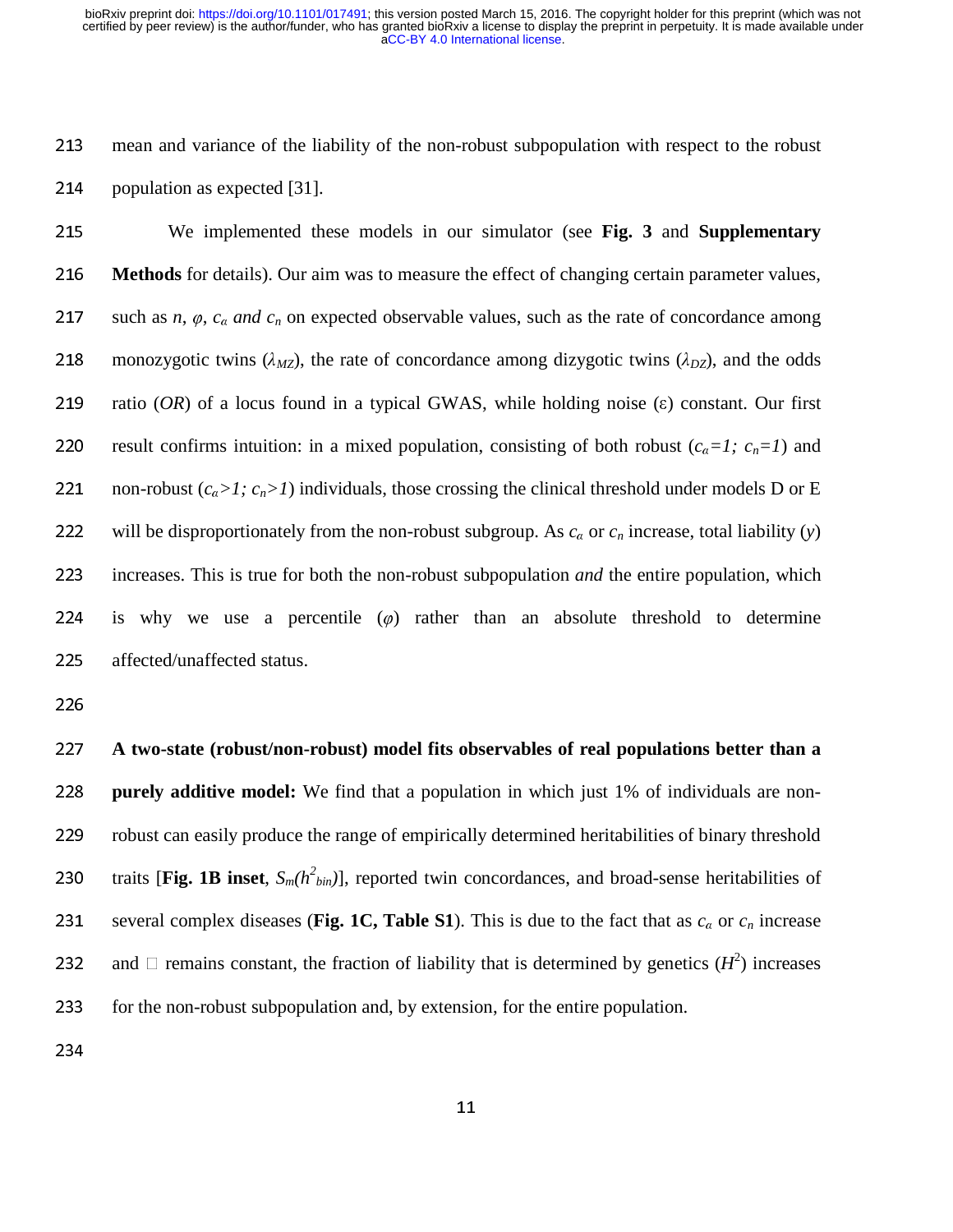mean and variance of the liability of the non-robust subpopulation with respect to the robust population as expected [31].

We implemented these models in our simulator (see **Fig. 3** and **Supplementary Methods** for details). Our aim was to measure the effect of changing certain parameter values, such as $n$, $\varphi$, $c_\alpha$ *and* $c_n$ on expected observable values, such as the rate of concordance among monozygotic twins ($\lambda_{MZ}$), the rate of concordance among dizygotic twins ($\lambda_{DZ}$), and the odds ratio ($OR$) of a locus found in a typical GWAS, while holding noise ($\varepsilon$) constant. Our first result confirms intuition: in a mixed population, consisting of both robust ($c_\alpha=1; c_n=1$) and non-robust ($c_\alpha>1; c_n>1$) individuals, those crossing the clinical threshold under models D or E will be disproportionately from the non-robust subgroup. As $c_\alpha$ or $c_n$ increase, total liability ($y$) increases. This is true for both the non-robust subpopulation *and* the entire population, which is why we use a percentile ($\varphi$) rather than an absolute threshold to determine affected/unaffected status.

**A two-state (robust/non-robust) model fits observables of real populations better than a purely additive model:** We find that a population in which just 1% of individuals are non-robust can easily produce the range of empirically determined heritabilities of binary threshold traits [**Fig. 1B inset**, $S_m(h^2_{bin})$], reported twin concordances, and broad-sense heritabilities of several complex diseases (**Fig. 1C, Table S1**). This is due to the fact that as $c_\alpha$ or $c_n$ increase and □ remains constant, the fraction of liability that is determined by genetics ($H^2$) increases for the non-robust subpopulation and, by extension, for the entire population.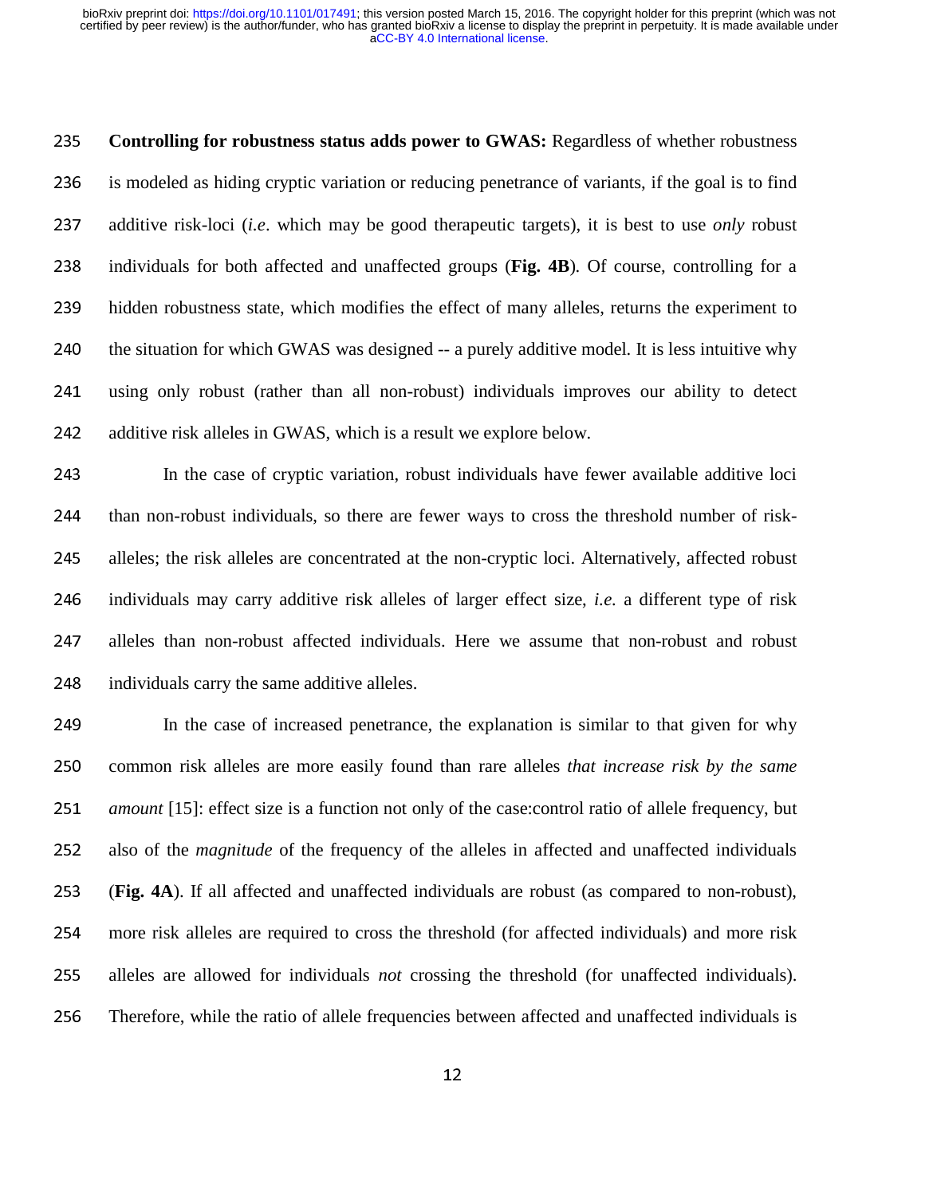**Controlling for robustness status adds power to GWAS:** Regardless of whether robustness is modeled as hiding cryptic variation or reducing penetrance of variants, if the goal is to find additive risk-loci (*i.e*. which may be good therapeutic targets), it is best to use *only* robust individuals for both affected and unaffected groups (**Fig. 4B**). Of course, controlling for a hidden robustness state, which modifies the effect of many alleles, returns the experiment to the situation for which GWAS was designed -- a purely additive model. It is less intuitive why using only robust (rather than all non-robust) individuals improves our ability to detect additive risk alleles in GWAS, which is a result we explore below.

In the case of cryptic variation, robust individuals have fewer available additive loci than non-robust individuals, so there are fewer ways to cross the threshold number of risk-alleles; the risk alleles are concentrated at the non-cryptic loci. Alternatively, affected robust individuals may carry additive risk alleles of larger effect size, *i.e.* a different type of risk alleles than non-robust affected individuals. Here we assume that non-robust and robust individuals carry the same additive alleles.

In the case of increased penetrance, the explanation is similar to that given for why common risk alleles are more easily found than rare alleles *that increase risk by the same amount* [15]: effect size is a function not only of the case:control ratio of allele frequency, but also of the *magnitude* of the frequency of the alleles in affected and unaffected individuals (**Fig. 4A**). If all affected and unaffected individuals are robust (as compared to non-robust), more risk alleles are required to cross the threshold (for affected individuals) and more risk alleles are allowed for individuals *not* crossing the threshold (for unaffected individuals). Therefore, while the ratio of allele frequencies between affected and unaffected individuals is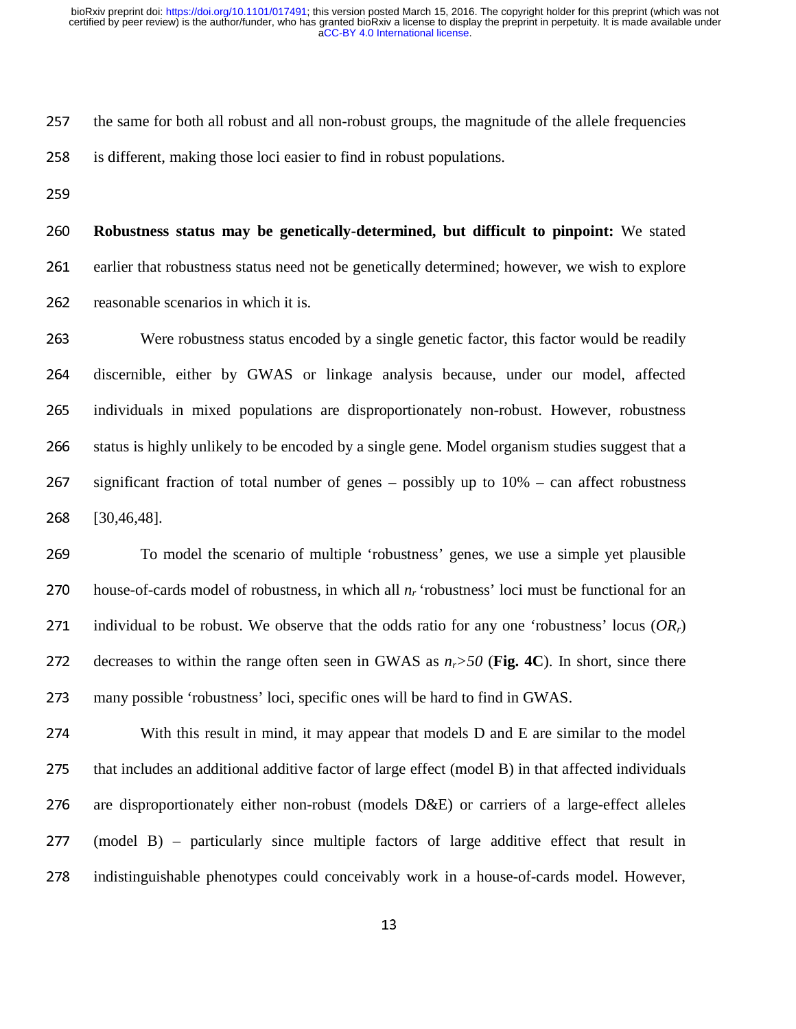the same for both all robust and all non-robust groups, the magnitude of the allele frequencies is different, making those loci easier to find in robust populations.

**Robustness status may be genetically-determined, but difficult to pinpoint:** We stated earlier that robustness status need not be genetically determined; however, we wish to explore reasonable scenarios in which it is.

Were robustness status encoded by a single genetic factor, this factor would be readily discernible, either by GWAS or linkage analysis because, under our model, affected individuals in mixed populations are disproportionately non-robust. However, robustness status is highly unlikely to be encoded by a single gene. Model organism studies suggest that a significant fraction of total number of genes – possibly up to 10% – can affect robustness [30,46,48].

To model the scenario of multiple 'robustness' genes, we use a simple yet plausible house-of-cards model of robustness, in which all $n_r$ 'robustness' loci must be functional for an individual to be robust. We observe that the odds ratio for any one 'robustness' locus ($OR_r$) decreases to within the range often seen in GWAS as $n_r > 50$ (**Fig. 4C**). In short, since there many possible 'robustness' loci, specific ones will be hard to find in GWAS.

With this result in mind, it may appear that models D and E are similar to the model that includes an additional additive factor of large effect (model B) in that affected individuals are disproportionately either non-robust (models D&E) or carriers of a large-effect alleles (model B) – particularly since multiple factors of large additive effect that result in indistinguishable phenotypes could conceivably work in a house-of-cards model. However,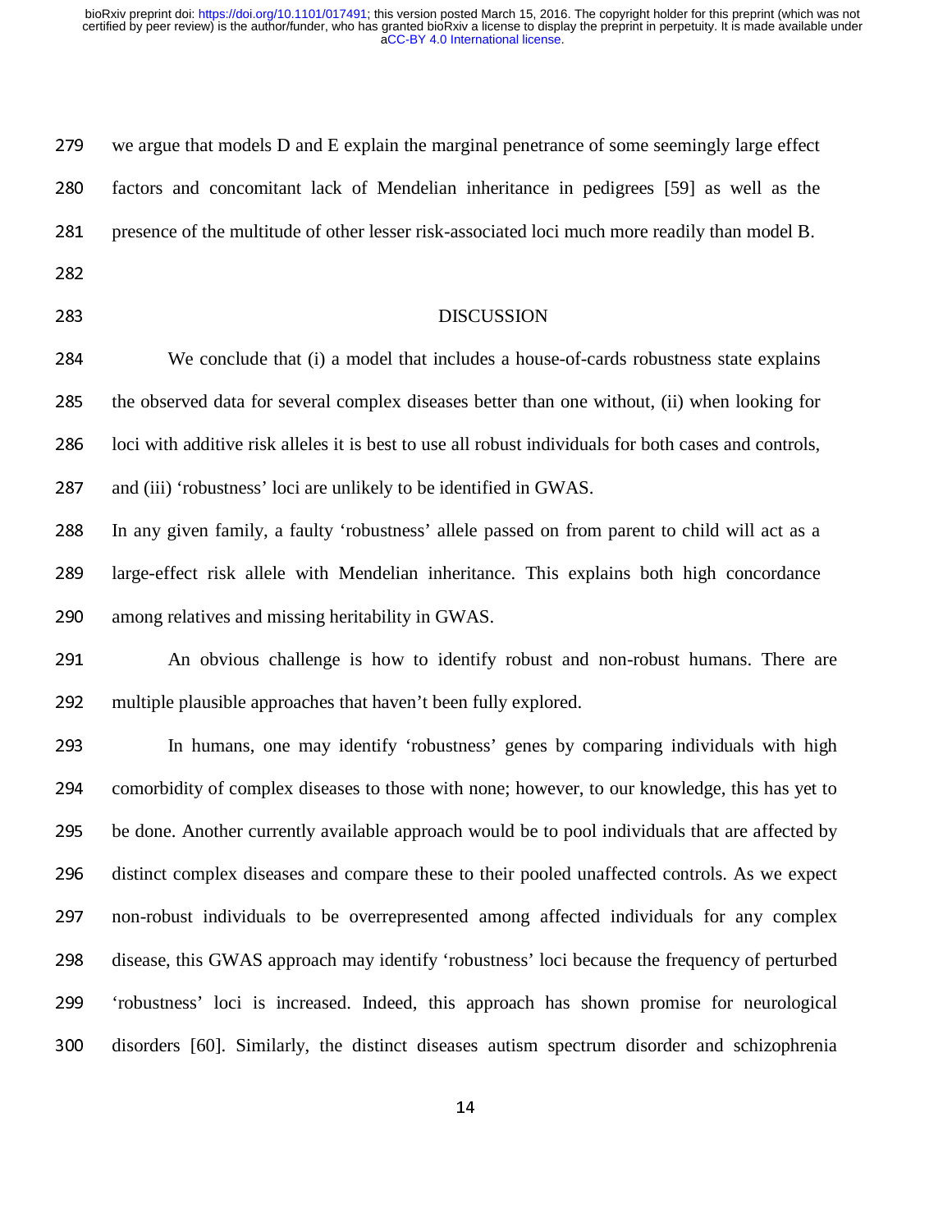we argue that models D and E explain the marginal penetrance of some seemingly large effect factors and concomitant lack of Mendelian inheritance in pedigrees [59] as well as the presence of the multitude of other lesser risk-associated loci much more readily than model B.

## DISCUSSION

We conclude that (i) a model that includes a house-of-cards robustness state explains the observed data for several complex diseases better than one without, (ii) when looking for loci with additive risk alleles it is best to use all robust individuals for both cases and controls, and (iii) 'robustness' loci are unlikely to be identified in GWAS.

In any given family, a faulty 'robustness' allele passed on from parent to child will act as a large-effect risk allele with Mendelian inheritance. This explains both high concordance among relatives and missing heritability in GWAS.

An obvious challenge is how to identify robust and non-robust humans. There are multiple plausible approaches that haven't been fully explored.

In humans, one may identify 'robustness' genes by comparing individuals with high comorbidity of complex diseases to those with none; however, to our knowledge, this has yet to be done. Another currently available approach would be to pool individuals that are affected by distinct complex diseases and compare these to their pooled unaffected controls. As we expect non-robust individuals to be overrepresented among affected individuals for any complex disease, this GWAS approach may identify 'robustness' loci because the frequency of perturbed 'robustness' loci is increased. Indeed, this approach has shown promise for neurological disorders [60]. Similarly, the distinct diseases autism spectrum disorder and schizophrenia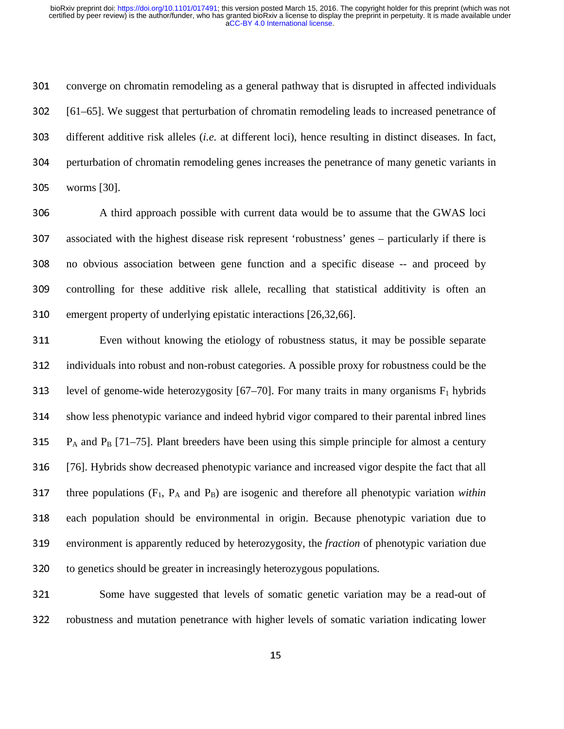converge on chromatin remodeling as a general pathway that is disrupted in affected individuals [61–65]. We suggest that perturbation of chromatin remodeling leads to increased penetrance of different additive risk alleles (*i.e.* at different loci), hence resulting in distinct diseases. In fact, perturbation of chromatin remodeling genes increases the penetrance of many genetic variants in worms [30].

A third approach possible with current data would be to assume that the GWAS loci associated with the highest disease risk represent 'robustness' genes – particularly if there is no obvious association between gene function and a specific disease -- and proceed by controlling for these additive risk allele, recalling that statistical additivity is often an emergent property of underlying epistatic interactions [26,32,66].

Even without knowing the etiology of robustness status, it may be possible separate individuals into robust and non-robust categories. A possible proxy for robustness could be the level of genome-wide heterozygosity [67–70]. For many traits in many organisms $F_1$ hybrids show less phenotypic variance and indeed hybrid vigor compared to their parental inbred lines $P_A$ and $P_B$ [71–75]. Plant breeders have been using this simple principle for almost a century [76]. Hybrids show decreased phenotypic variance and increased vigor despite the fact that all three populations ($F_1$, $P_A$ and $P_B$) are isogenic and therefore all phenotypic variation *within* each population should be environmental in origin. Because phenotypic variation due to environment is apparently reduced by heterozygosity, the *fraction* of phenotypic variation due to genetics should be greater in increasingly heterozygous populations.

Some have suggested that levels of somatic genetic variation may be a read-out of robustness and mutation penetrance with higher levels of somatic variation indicating lower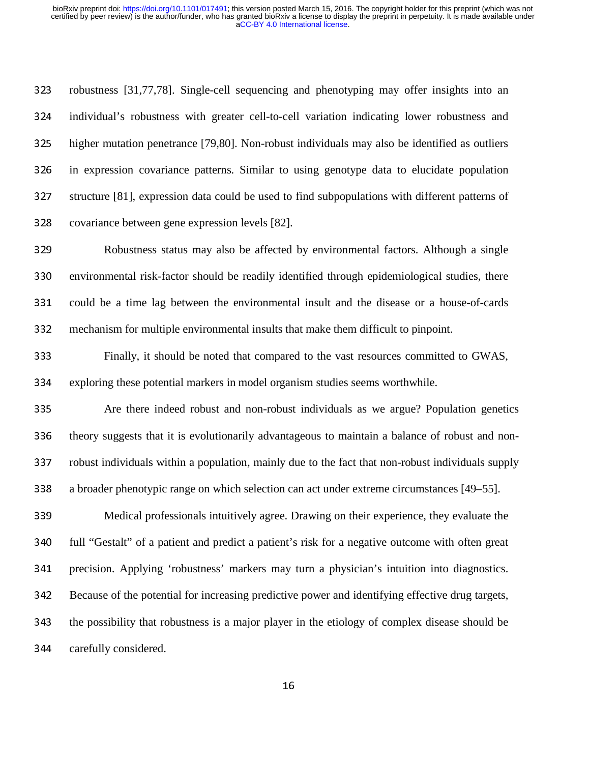robustness [31,77,78]. Single-cell sequencing and phenotyping may offer insights into an individual's robustness with greater cell-to-cell variation indicating lower robustness and higher mutation penetrance [79,80]. Non-robust individuals may also be identified as outliers in expression covariance patterns. Similar to using genotype data to elucidate population structure [81], expression data could be used to find subpopulations with different patterns of covariance between gene expression levels [82].

Robustness status may also be affected by environmental factors. Although a single environmental risk-factor should be readily identified through epidemiological studies, there could be a time lag between the environmental insult and the disease or a house-of-cards mechanism for multiple environmental insults that make them difficult to pinpoint.

Finally, it should be noted that compared to the vast resources committed to GWAS, exploring these potential markers in model organism studies seems worthwhile.

Are there indeed robust and non-robust individuals as we argue? Population genetics theory suggests that it is evolutionarily advantageous to maintain a balance of robust and non-robust individuals within a population, mainly due to the fact that non-robust individuals supply a broader phenotypic range on which selection can act under extreme circumstances [49–55].

Medical professionals intuitively agree. Drawing on their experience, they evaluate the full "Gestalt" of a patient and predict a patient's risk for a negative outcome with often great precision. Applying 'robustness' markers may turn a physician's intuition into diagnostics. Because of the potential for increasing predictive power and identifying effective drug targets, the possibility that robustness is a major player in the etiology of complex disease should be carefully considered.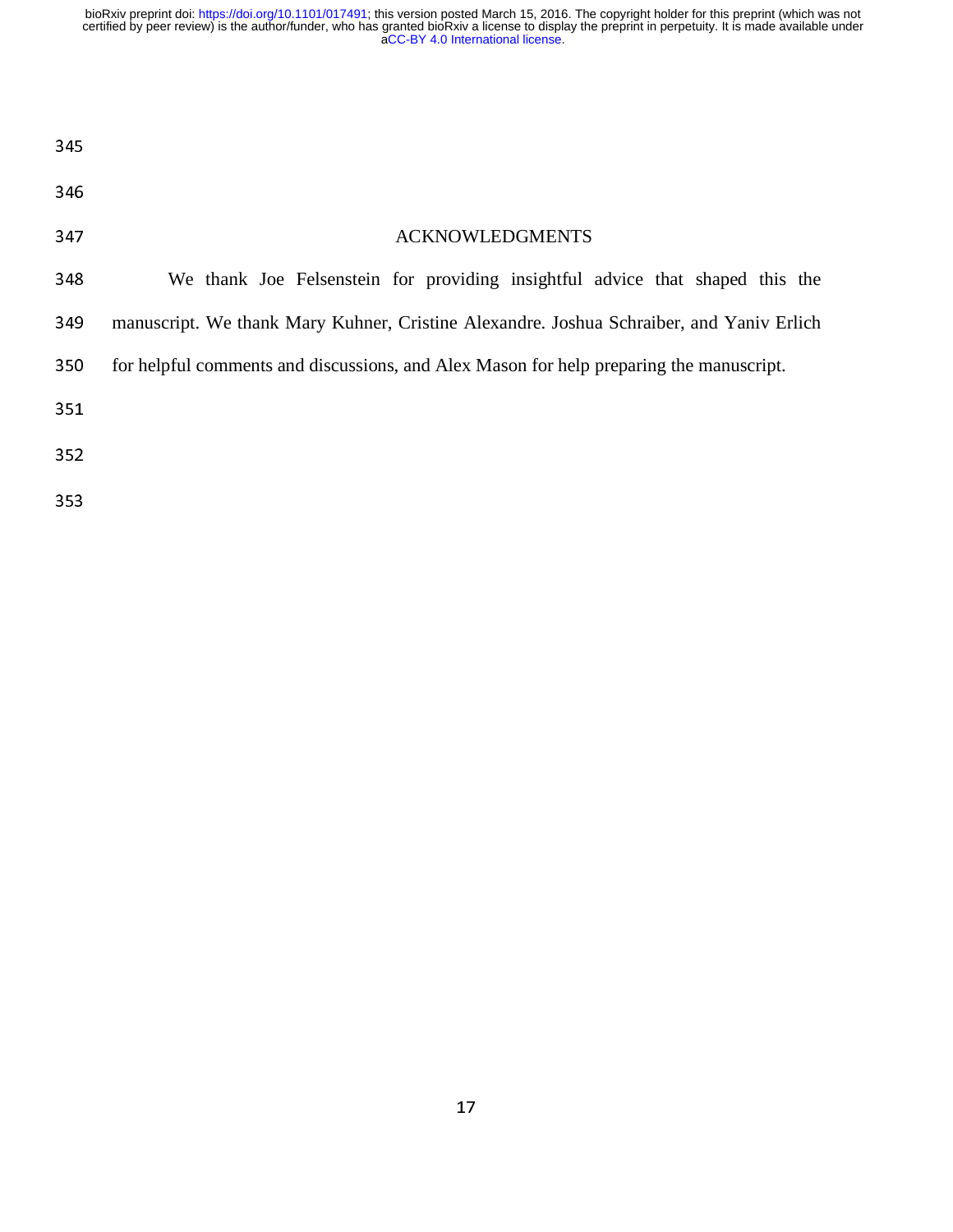## ACKNOWLEDGMENTS

We thank Joe Felsenstein for providing insightful advice that shaped this the manuscript. We thank Mary Kuhner, Cristine Alexandre. Joshua Schraiber, and Yaniv Erlich for helpful comments and discussions, and Alex Mason for help preparing the manuscript.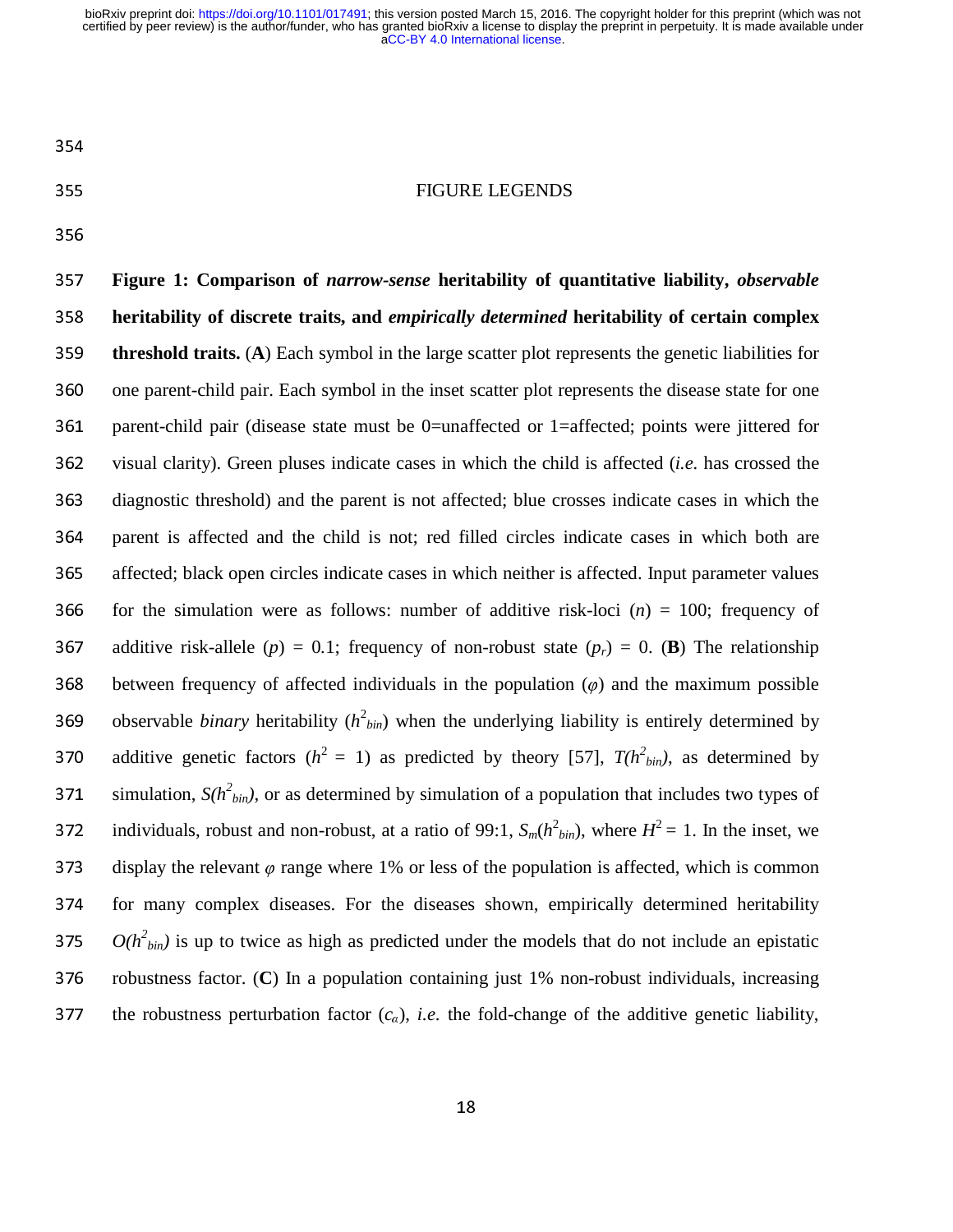# FIGURE LEGENDS

**Figure 1: Comparison of *narrow-sense* heritability of quantitative liability, *observable* heritability of discrete traits, and *empirically determined* heritability of certain complex threshold traits.** (**A**) Each symbol in the large scatter plot represents the genetic liabilities for one parent-child pair. Each symbol in the inset scatter plot represents the disease state for one parent-child pair (disease state must be 0=unaffected or 1=affected; points were jittered for visual clarity). Green pluses indicate cases in which the child is affected (*i.e.* has crossed the diagnostic threshold) and the parent is not affected; blue crosses indicate cases in which the parent is affected and the child is not; red filled circles indicate cases in which both are affected; black open circles indicate cases in which neither is affected. Input parameter values for the simulation were as follows: number of additive risk-loci ($n$) = 100; frequency of additive risk-allele ($p$) = 0.1; frequency of non-robust state ($p_r$) = 0. (**B**) The relationship between frequency of affected individuals in the population ($\varphi$) and the maximum possible observable *binary* heritability ($h^2_{bin}$) when the underlying liability is entirely determined by additive genetic factors ($h^2$ = 1) as predicted by theory [57], $T(h^2_{bin})$, as determined by simulation, $S(h^2_{bin})$, or as determined by simulation of a population that includes two types of individuals, robust and non-robust, at a ratio of 99:1, $S_m(h^2_{bin})$, where $H^2$ = 1. In the inset, we display the relevant $\varphi$ range where 1% or less of the population is affected, which is common for many complex diseases. For the diseases shown, empirically determined heritability $O(h^2_{bin})$ is up to twice as high as predicted under the models that do not include an epistatic robustness factor. (**C**) In a population containing just 1% non-robust individuals, increasing the robustness perturbation factor ($c_a$), *i.e.* the fold-change of the additive genetic liability,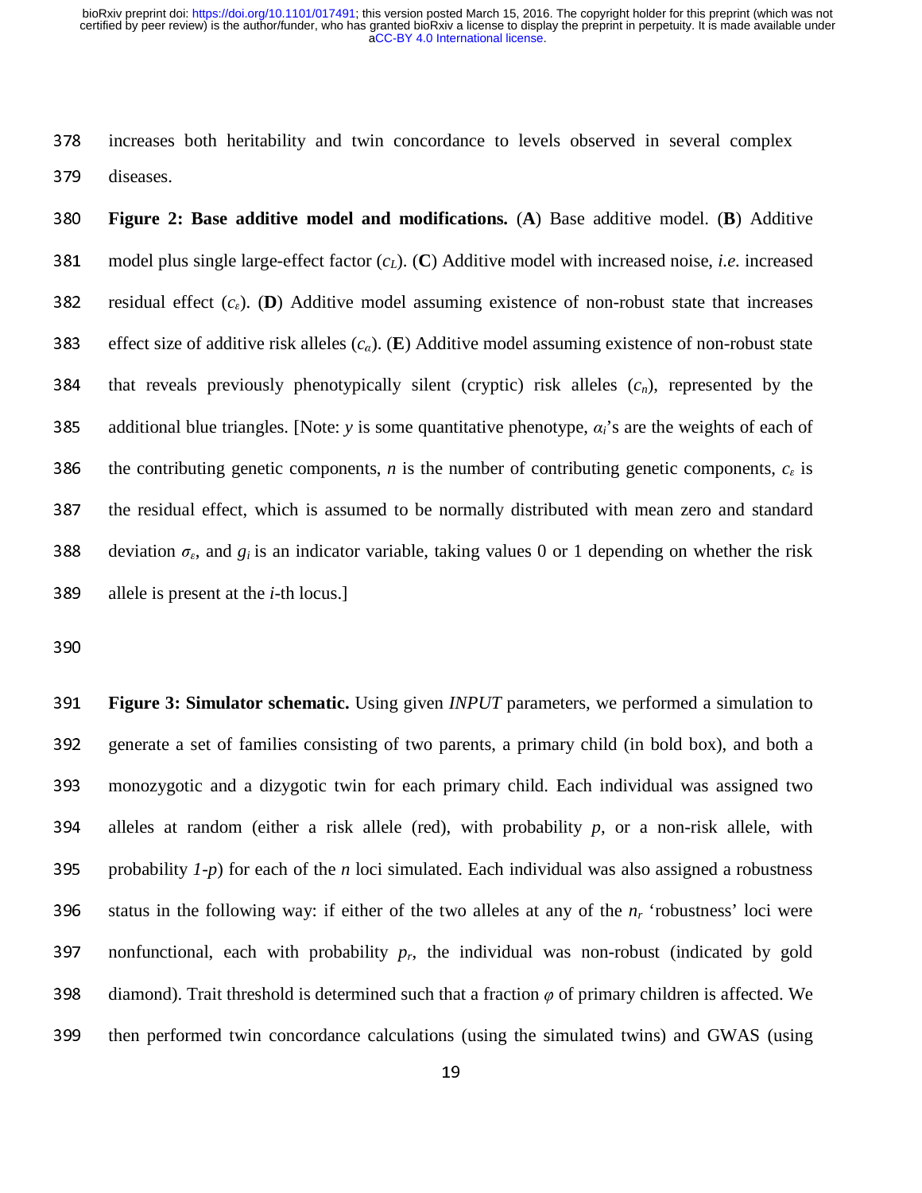increases both heritability and twin concordance to levels observed in several complex diseases.

**Figure 2: Base additive model and modifications.** (**A**) Base additive model. (**B**) Additive model plus single large-effect factor ($c_L$). (**C**) Additive model with increased noise, *i.e.* increased residual effect ($c_\varepsilon$). (**D**) Additive model assuming existence of non-robust state that increases effect size of additive risk alleles ($c_\alpha$). (**E**) Additive model assuming existence of non-robust state that reveals previously phenotypically silent (cryptic) risk alleles ($c_n$), represented by the additional blue triangles. [Note: $y$ is some quantitative phenotype, $\alpha_i$'s are the weights of each of the contributing genetic components, $n$ is the number of contributing genetic components, $c_\varepsilon$ is the residual effect, which is assumed to be normally distributed with mean zero and standard deviation $\sigma_\varepsilon$, and $g_i$ is an indicator variable, taking values 0 or 1 depending on whether the risk allele is present at the $i$-th locus.]

**Figure 3: Simulator schematic.** Using given *INPUT* parameters, we performed a simulation to generate a set of families consisting of two parents, a primary child (in bold box), and both a monozygotic and a dizygotic twin for each primary child. Each individual was assigned two alleles at random (either a risk allele (red), with probability $p$, or a non-risk allele, with probability $1-p$) for each of the $n$ loci simulated. Each individual was also assigned a robustness status in the following way: if either of the two alleles at any of the $n_r$ 'robustness' loci were nonfunctional, each with probability $p_r$, the individual was non-robust (indicated by gold diamond). Trait threshold is determined such that a fraction $\varphi$ of primary children is affected. We then performed twin concordance calculations (using the simulated twins) and GWAS (using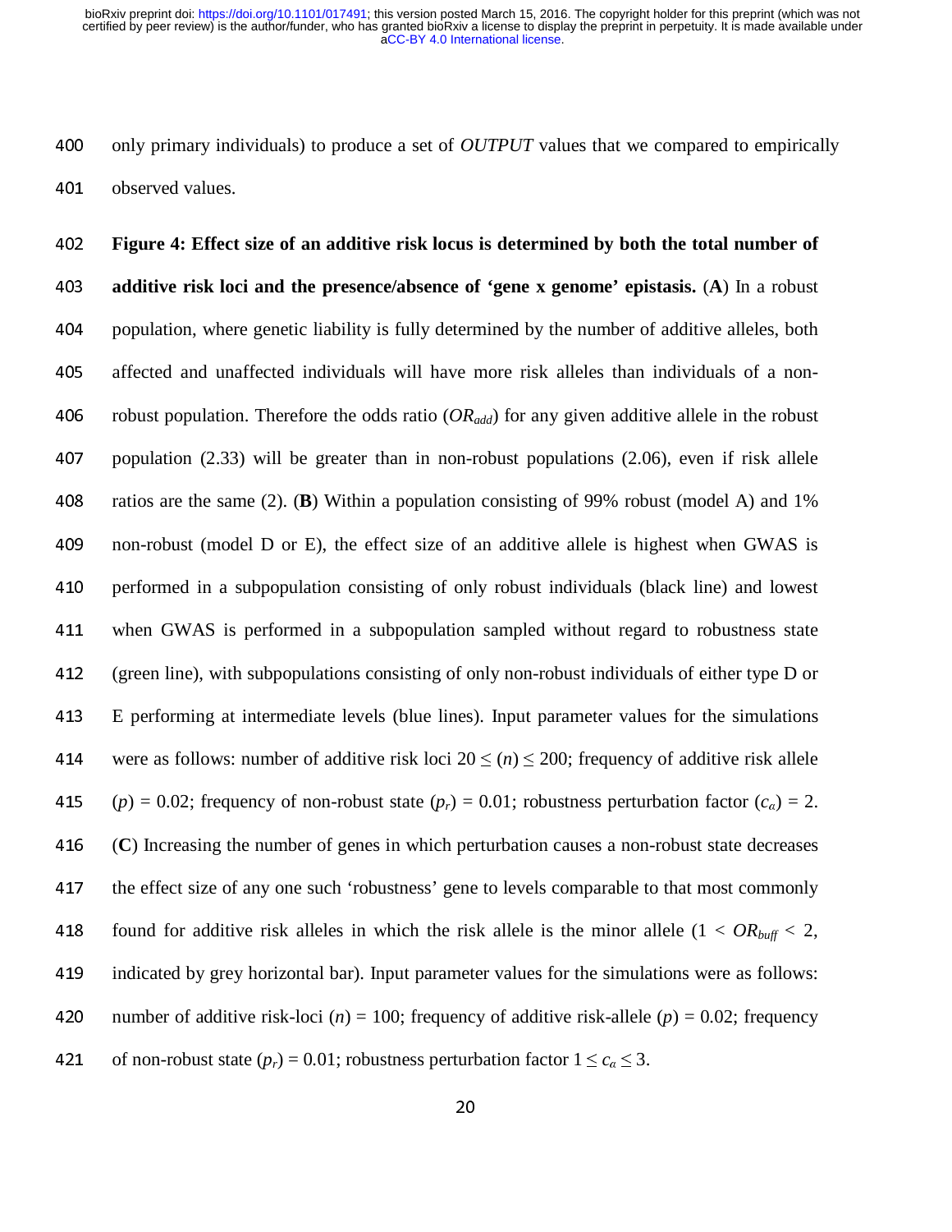only primary individuals) to produce a set of *OUTPUT* values that we compared to empirically observed values.

**Figure 4: Effect size of an additive risk locus is determined by both the total number of additive risk loci and the presence/absence of 'gene x genome' epistasis.** (**A**) In a robust population, where genetic liability is fully determined by the number of additive alleles, both affected and unaffected individuals will have more risk alleles than individuals of a non-robust population. Therefore the odds ratio ($OR_{add}$) for any given additive allele in the robust population (2.33) will be greater than in non-robust populations (2.06), even if risk allele ratios are the same (2). (**B**) Within a population consisting of 99% robust (model A) and 1% non-robust (model D or E), the effect size of an additive allele is highest when GWAS is performed in a subpopulation consisting of only robust individuals (black line) and lowest when GWAS is performed in a subpopulation sampled without regard to robustness state (green line), with subpopulations consisting of only non-robust individuals of either type D or E performing at intermediate levels (blue lines). Input parameter values for the simulations were as follows: number of additive risk loci $20 \leq (n) \leq 200$; frequency of additive risk allele ($p$) = 0.02; frequency of non-robust state ($p_r$) = 0.01; robustness perturbation factor ($c_\alpha$) = 2. (**C**) Increasing the number of genes in which perturbation causes a non-robust state decreases the effect size of any one such 'robustness' gene to levels comparable to that most commonly found for additive risk alleles in which the risk allele is the minor allele ($1 < OR_{buff} < 2$, indicated by grey horizontal bar). Input parameter values for the simulations were as follows: number of additive risk-loci ($n$) = 100; frequency of additive risk-allele ($p$) = 0.02; frequency of non-robust state ($p_r$) = 0.01; robustness perturbation factor $1 \leq c_\alpha \leq 3$.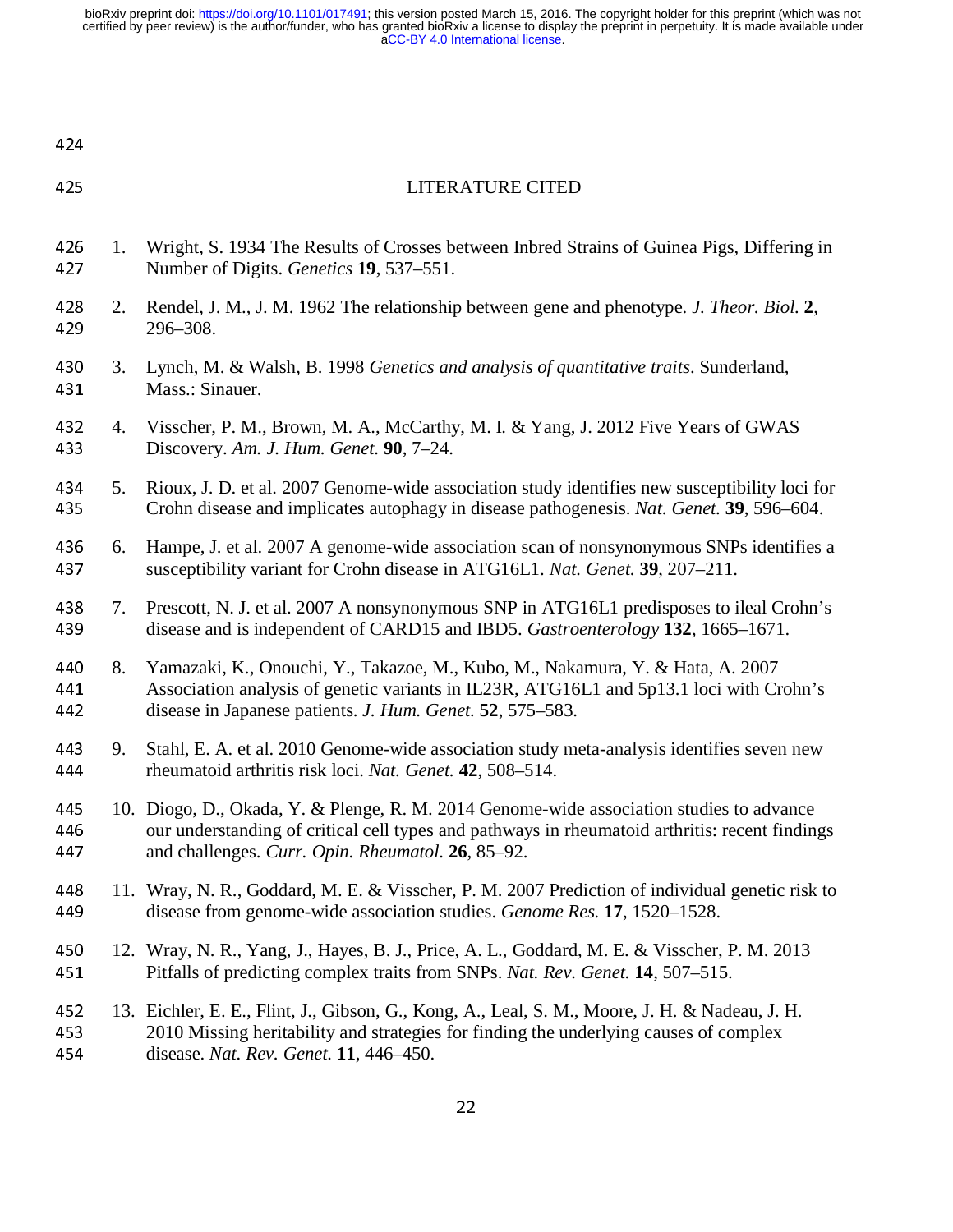## LITERATURE CITED

1. Wright, S. 1934 The Results of Crosses between Inbred Strains of Guinea Pigs, Differing in Number of Digits. *Genetics* **19**, 537–551.
2. Rendel, J. M., J. M. 1962 The relationship between gene and phenotype. *J. Theor. Biol.* **2**, 296–308.
3. Lynch, M. & Walsh, B. 1998 *Genetics and analysis of quantitative traits*. Sunderland, Mass.: Sinauer.
4. Visscher, P. M., Brown, M. A., McCarthy, M. I. & Yang, J. 2012 Five Years of GWAS Discovery. *Am. J. Hum. Genet.* **90**, 7–24.
5. Rioux, J. D. et al. 2007 Genome-wide association study identifies new susceptibility loci for Crohn disease and implicates autophagy in disease pathogenesis. *Nat. Genet.* **39**, 596–604.
6. Hampe, J. et al. 2007 A genome-wide association scan of nonsynonymous SNPs identifies a susceptibility variant for Crohn disease in ATG16L1. *Nat. Genet.* **39**, 207–211.
7. Prescott, N. J. et al. 2007 A nonsynonymous SNP in ATG16L1 predisposes to ileal Crohn's disease and is independent of CARD15 and IBD5. *Gastroenterology* **132**, 1665–1671.
8. Yamazaki, K., Onouchi, Y., Takazoe, M., Kubo, M., Nakamura, Y. & Hata, A. 2007 Association analysis of genetic variants in IL23R, ATG16L1 and 5p13.1 loci with Crohn's disease in Japanese patients. *J. Hum. Genet.* **52**, 575–583.
9. Stahl, E. A. et al. 2010 Genome-wide association study meta-analysis identifies seven new rheumatoid arthritis risk loci. *Nat. Genet.* **42**, 508–514.
10. Diogo, D., Okada, Y. & Plenge, R. M. 2014 Genome-wide association studies to advance our understanding of critical cell types and pathways in rheumatoid arthritis: recent findings and challenges. *Curr. Opin. Rheumatol.* **26**, 85–92.
11. Wray, N. R., Goddard, M. E. & Visscher, P. M. 2007 Prediction of individual genetic risk to disease from genome-wide association studies. *Genome Res.* **17**, 1520–1528.
12. Wray, N. R., Yang, J., Hayes, B. J., Price, A. L., Goddard, M. E. & Visscher, P. M. 2013 Pitfalls of predicting complex traits from SNPs. *Nat. Rev. Genet.* **14**, 507–515.
13. Eichler, E. E., Flint, J., Gibson, G., Kong, A., Leal, S. M., Moore, J. H. & Nadeau, J. H. 2010 Missing heritability and strategies for finding the underlying causes of complex disease. *Nat. Rev. Genet.* **11**, 446–450.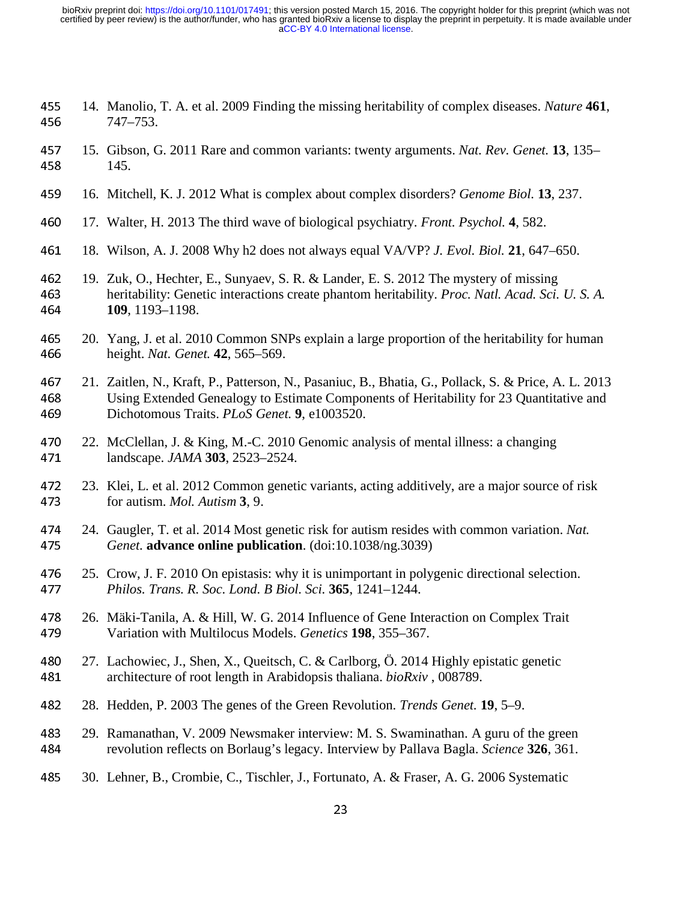14. Manolio, T. A. et al. 2009 Finding the missing heritability of complex diseases. *Nature* **461**, 747–753.

15. Gibson, G. 2011 Rare and common variants: twenty arguments. *Nat. Rev. Genet.* **13**, 135–145.

16. Mitchell, K. J. 2012 What is complex about complex disorders? *Genome Biol.* **13**, 237.

17. Walter, H. 2013 The third wave of biological psychiatry. *Front. Psychol.* **4**, 582.

18. Wilson, A. J. 2008 Why h2 does not always equal VA/VP? *J. Evol. Biol.* **21**, 647–650.

19. Zuk, O., Hechter, E., Sunyaev, S. R. & Lander, E. S. 2012 The mystery of missing heritability: Genetic interactions create phantom heritability. *Proc. Natl. Acad. Sci. U. S. A.* **109**, 1193–1198.

20. Yang, J. et al. 2010 Common SNPs explain a large proportion of the heritability for human height. *Nat. Genet.* **42**, 565–569.

21. Zaitlen, N., Kraft, P., Patterson, N., Pasaniuc, B., Bhatia, G., Pollack, S. & Price, A. L. 2013 Using Extended Genealogy to Estimate Components of Heritability for 23 Quantitative and Dichotomous Traits. *PLoS Genet.* **9**, e1003520.

22. McClellan, J. & King, M.-C. 2010 Genomic analysis of mental illness: a changing landscape. *JAMA* **303**, 2523–2524.

23. Klei, L. et al. 2012 Common genetic variants, acting additively, are a major source of risk for autism. *Mol. Autism* **3**, 9.

24. Gaugler, T. et al. 2014 Most genetic risk for autism resides with common variation. *Nat. Genet.* **advance online publication**. (doi:10.1038/ng.3039)

25. Crow, J. F. 2010 On epistasis: why it is unimportant in polygenic directional selection. *Philos. Trans. R. Soc. Lond. B Biol. Sci.* **365**, 1241–1244.

26. Mäki-Tanila, A. & Hill, W. G. 2014 Influence of Gene Interaction on Complex Trait Variation with Multilocus Models. *Genetics* **198**, 355–367.

27. Lachowiec, J., Shen, X., Queitsch, C. & Carlborg, Ö. 2014 Highly epistatic genetic architecture of root length in Arabidopsis thaliana. *bioRxiv* , 008789.

28. Hedden, P. 2003 The genes of the Green Revolution. *Trends Genet.* **19**, 5–9.

29. Ramanathan, V. 2009 Newsmaker interview: M. S. Swaminathan. A guru of the green revolution reflects on Borlaug's legacy. Interview by Pallava Bagla. *Science* **326**, 361.

30. Lehner, B., Crombie, C., Tischler, J., Fortunato, A. & Fraser, A. G. 2006 Systematic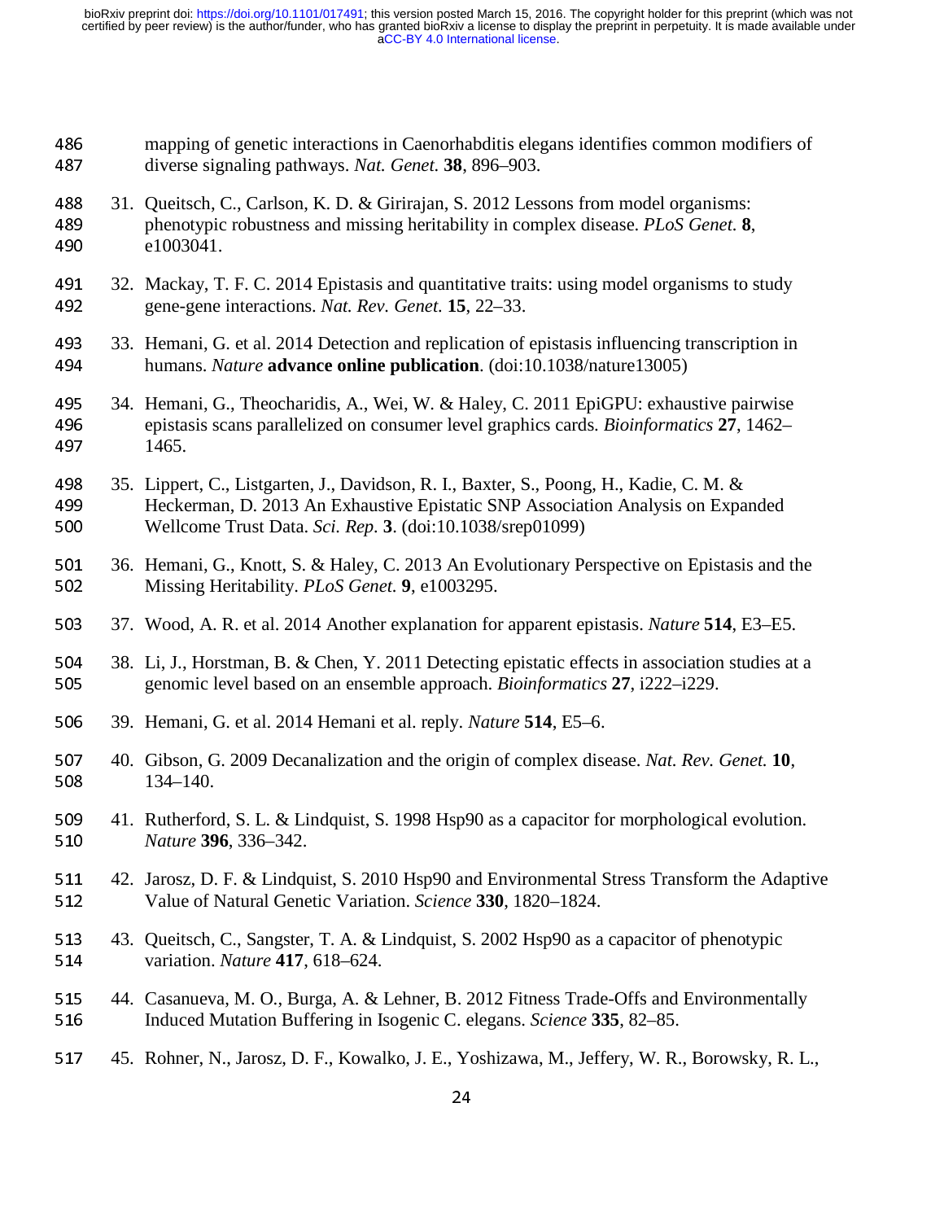mapping of genetic interactions in Caenorhabditis elegans identifies common modifiers of diverse signaling pathways. *Nat. Genet.* **38**, 896–903.

31. Queitsch, C., Carlson, K. D. & Girirajan, S. 2012 Lessons from model organisms: phenotypic robustness and missing heritability in complex disease. *PLoS Genet.* **8**, e1003041.

32. Mackay, T. F. C. 2014 Epistasis and quantitative traits: using model organisms to study gene-gene interactions. *Nat. Rev. Genet.* **15**, 22–33.

33. Hemani, G. et al. 2014 Detection and replication of epistasis influencing transcription in humans. *Nature* **advance online publication**. (doi:10.1038/nature13005)

34. Hemani, G., Theocharidis, A., Wei, W. & Haley, C. 2011 EpiGPU: exhaustive pairwise epistasis scans parallelized on consumer level graphics cards. *Bioinformatics* **27**, 1462–1465.

35. Lippert, C., Listgarten, J., Davidson, R. I., Baxter, S., Poong, H., Kadie, C. M. & Heckerman, D. 2013 An Exhaustive Epistatic SNP Association Analysis on Expanded Wellcome Trust Data. *Sci. Rep.* **3**. (doi:10.1038/srep01099)

36. Hemani, G., Knott, S. & Haley, C. 2013 An Evolutionary Perspective on Epistasis and the Missing Heritability. *PLoS Genet.* **9**, e1003295.

37. Wood, A. R. et al. 2014 Another explanation for apparent epistasis. *Nature* **514**, E3–E5.

38. Li, J., Horstman, B. & Chen, Y. 2011 Detecting epistatic effects in association studies at a genomic level based on an ensemble approach. *Bioinformatics* **27**, i222–i229.

39. Hemani, G. et al. 2014 Hemani et al. reply. *Nature* **514**, E5–6.

40. Gibson, G. 2009 Decanalization and the origin of complex disease. *Nat. Rev. Genet.* **10**, 134–140.

41. Rutherford, S. L. & Lindquist, S. 1998 Hsp90 as a capacitor for morphological evolution. *Nature* **396**, 336–342.

42. Jarosz, D. F. & Lindquist, S. 2010 Hsp90 and Environmental Stress Transform the Adaptive Value of Natural Genetic Variation. *Science* **330**, 1820–1824.

43. Queitsch, C., Sangster, T. A. & Lindquist, S. 2002 Hsp90 as a capacitor of phenotypic variation. *Nature* **417**, 618–624.

44. Casanueva, M. O., Burga, A. & Lehner, B. 2012 Fitness Trade-Offs and Environmentally Induced Mutation Buffering in Isogenic C. elegans. *Science* **335**, 82–85.

45. Rohner, N., Jarosz, D. F., Kowalko, J. E., Yoshizawa, M., Jeffery, W. R., Borowsky, R. L.,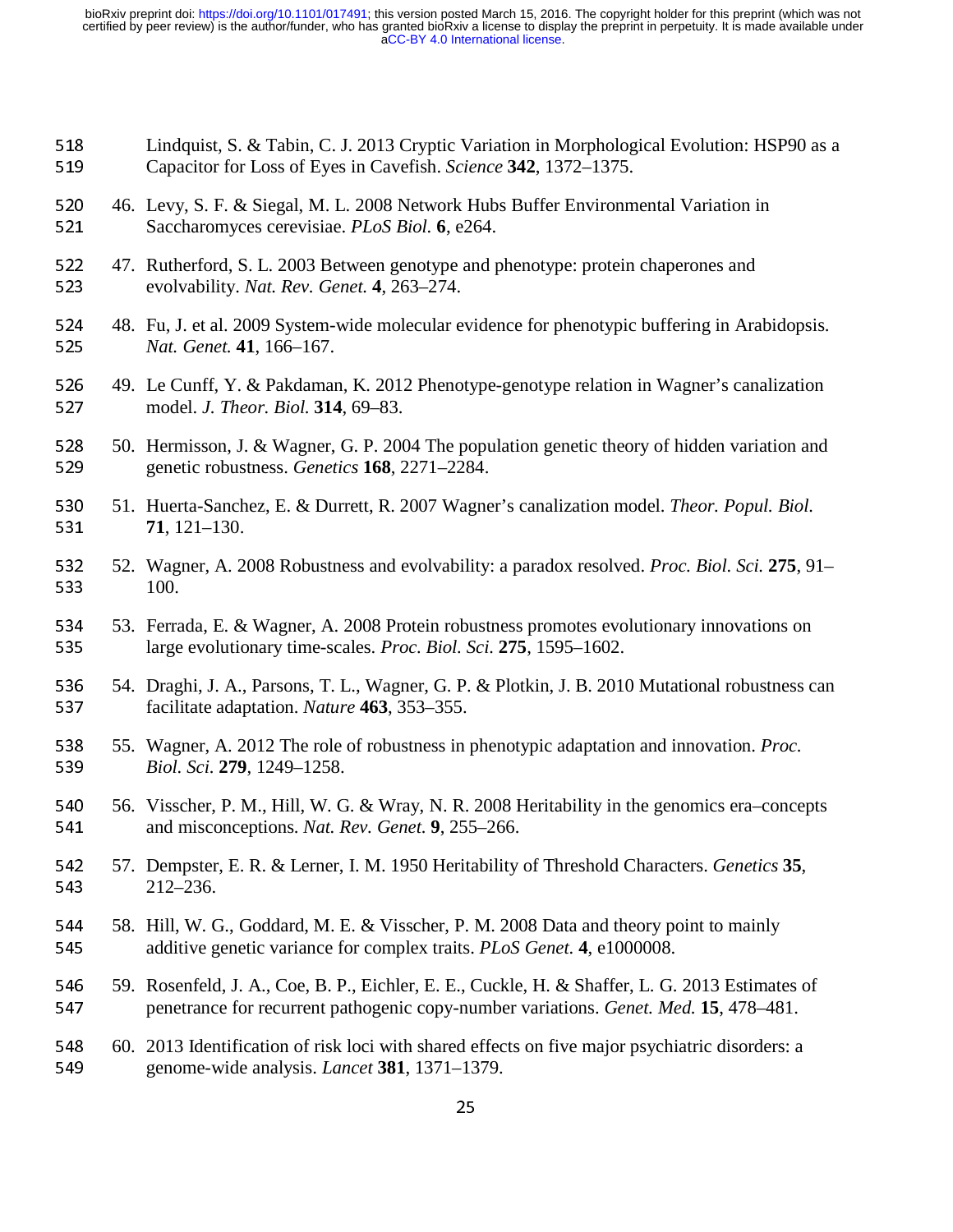Lindquist, S. & Tabin, C. J. 2013 Cryptic Variation in Morphological Evolution: HSP90 as a Capacitor for Loss of Eyes in Cavefish. *Science* **342**, 1372–1375.

46. Levy, S. F. & Siegal, M. L. 2008 Network Hubs Buffer Environmental Variation in Saccharomyces cerevisiae. *PLoS Biol.* **6**, e264.
47. Rutherford, S. L. 2003 Between genotype and phenotype: protein chaperones and evolvability. *Nat. Rev. Genet.* **4**, 263–274.
48. Fu, J. et al. 2009 System-wide molecular evidence for phenotypic buffering in Arabidopsis. *Nat. Genet.* **41**, 166–167.
49. Le Cunff, Y. & Pakdaman, K. 2012 Phenotype-genotype relation in Wagner's canalization model. *J. Theor. Biol.* **314**, 69–83.
50. Hermisson, J. & Wagner, G. P. 2004 The population genetic theory of hidden variation and genetic robustness. *Genetics* **168**, 2271–2284.
51. Huerta-Sanchez, E. & Durrett, R. 2007 Wagner's canalization model. *Theor. Popul. Biol.* **71**, 121–130.
52. Wagner, A. 2008 Robustness and evolvability: a paradox resolved. *Proc. Biol. Sci.* **275**, 91–100.
53. Ferrada, E. & Wagner, A. 2008 Protein robustness promotes evolutionary innovations on large evolutionary time-scales. *Proc. Biol. Sci.* **275**, 1595–1602.
54. Draghi, J. A., Parsons, T. L., Wagner, G. P. & Plotkin, J. B. 2010 Mutational robustness can facilitate adaptation. *Nature* **463**, 353–355.
55. Wagner, A. 2012 The role of robustness in phenotypic adaptation and innovation. *Proc. Biol. Sci.* **279**, 1249–1258.
56. Visscher, P. M., Hill, W. G. & Wray, N. R. 2008 Heritability in the genomics era–concepts and misconceptions. *Nat. Rev. Genet.* **9**, 255–266.
57. Dempster, E. R. & Lerner, I. M. 1950 Heritability of Threshold Characters. *Genetics* **35**, 212–236.
58. Hill, W. G., Goddard, M. E. & Visscher, P. M. 2008 Data and theory point to mainly additive genetic variance for complex traits. *PLoS Genet.* **4**, e1000008.
59. Rosenfeld, J. A., Coe, B. P., Eichler, E. E., Cuckle, H. & Shaffer, L. G. 2013 Estimates of penetrance for recurrent pathogenic copy-number variations. *Genet. Med.* **15**, 478–481.
60. 2013 Identification of risk loci with shared effects on five major psychiatric disorders: a genome-wide analysis. *Lancet* **381**, 1371–1379.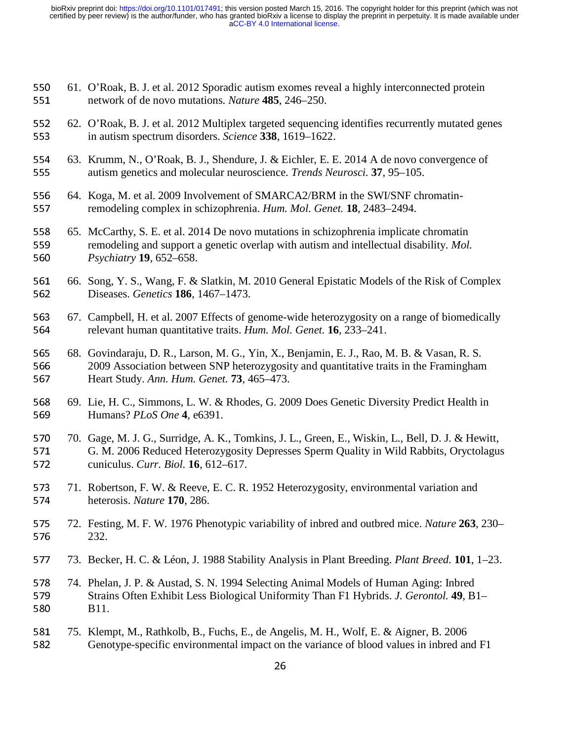61. O'Roak, B. J. et al. 2012 Sporadic autism exomes reveal a highly interconnected protein network of de novo mutations. *Nature* **485**, 246–250.

62. O'Roak, B. J. et al. 2012 Multiplex targeted sequencing identifies recurrently mutated genes in autism spectrum disorders. *Science* **338**, 1619–1622.

63. Krumm, N., O'Roak, B. J., Shendure, J. & Eichler, E. E. 2014 A de novo convergence of autism genetics and molecular neuroscience. *Trends Neurosci.* **37**, 95–105.

64. Koga, M. et al. 2009 Involvement of SMARCA2/BRM in the SWI/SNF chromatin-remodeling complex in schizophrenia. *Hum. Mol. Genet.* **18**, 2483–2494.

65. McCarthy, S. E. et al. 2014 De novo mutations in schizophrenia implicate chromatin remodeling and support a genetic overlap with autism and intellectual disability. *Mol. Psychiatry* **19**, 652–658.

66. Song, Y. S., Wang, F. & Slatkin, M. 2010 General Epistatic Models of the Risk of Complex Diseases. *Genetics* **186**, 1467–1473.

67. Campbell, H. et al. 2007 Effects of genome-wide heterozygosity on a range of biomedically relevant human quantitative traits. *Hum. Mol. Genet.* **16**, 233–241.

68. Govindaraju, D. R., Larson, M. G., Yin, X., Benjamin, E. J., Rao, M. B. & Vasan, R. S. 2009 Association between SNP heterozygosity and quantitative traits in the Framingham Heart Study. *Ann. Hum. Genet.* **73**, 465–473.

69. Lie, H. C., Simmons, L. W. & Rhodes, G. 2009 Does Genetic Diversity Predict Health in Humans? *PLoS One* **4**, e6391.

70. Gage, M. J. G., Surridge, A. K., Tomkins, J. L., Green, E., Wiskin, L., Bell, D. J. & Hewitt, G. M. 2006 Reduced Heterozygosity Depresses Sperm Quality in Wild Rabbits, Oryctolagus cuniculus. *Curr. Biol.* **16**, 612–617.

71. Robertson, F. W. & Reeve, E. C. R. 1952 Heterozygosity, environmental variation and heterosis. *Nature* **170**, 286.

72. Festing, M. F. W. 1976 Phenotypic variability of inbred and outbred mice. *Nature* **263**, 230–232.

73. Becker, H. C. & Léon, J. 1988 Stability Analysis in Plant Breeding. *Plant Breed.* **101**, 1–23.

74. Phelan, J. P. & Austad, S. N. 1994 Selecting Animal Models of Human Aging: Inbred Strains Often Exhibit Less Biological Uniformity Than F1 Hybrids. *J. Gerontol.* **49**, B1–B11.

75. Klempt, M., Rathkolb, B., Fuchs, E., de Angelis, M. H., Wolf, E. & Aigner, B. 2006 Genotype-specific environmental impact on the variance of blood values in inbred and F1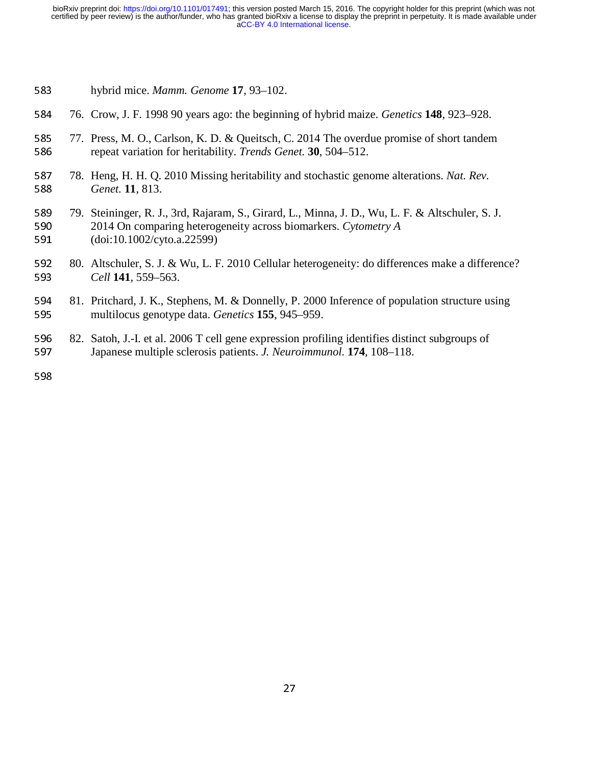hybrid mice. *Mamm. Genome* **17**, 93–102.

76. Crow, J. F. 1998 90 years ago: the beginning of hybrid maize. *Genetics* **148**, 923–928.

77. Press, M. O., Carlson, K. D. & Queitsch, C. 2014 The overdue promise of short tandem repeat variation for heritability. *Trends Genet.* **30**, 504–512.

78. Heng, H. H. Q. 2010 Missing heritability and stochastic genome alterations. *Nat. Rev. Genet.* **11**, 813.

79. Steininger, R. J., 3rd, Rajaram, S., Girard, L., Minna, J. D., Wu, L. F. & Altschuler, S. J. 2014 On comparing heterogeneity across biomarkers. *Cytometry A* (doi:10.1002/cyto.a.22599)

80. Altschuler, S. J. & Wu, L. F. 2010 Cellular heterogeneity: do differences make a difference? *Cell* **141**, 559–563.

81. Pritchard, J. K., Stephens, M. & Donnelly, P. 2000 Inference of population structure using multilocus genotype data. *Genetics* **155**, 945–959.

82. Satoh, J.-I. et al. 2006 T cell gene expression profiling identifies distinct subgroups of Japanese multiple sclerosis patients. *J. Neuroimmunol.* **174**, 108–118.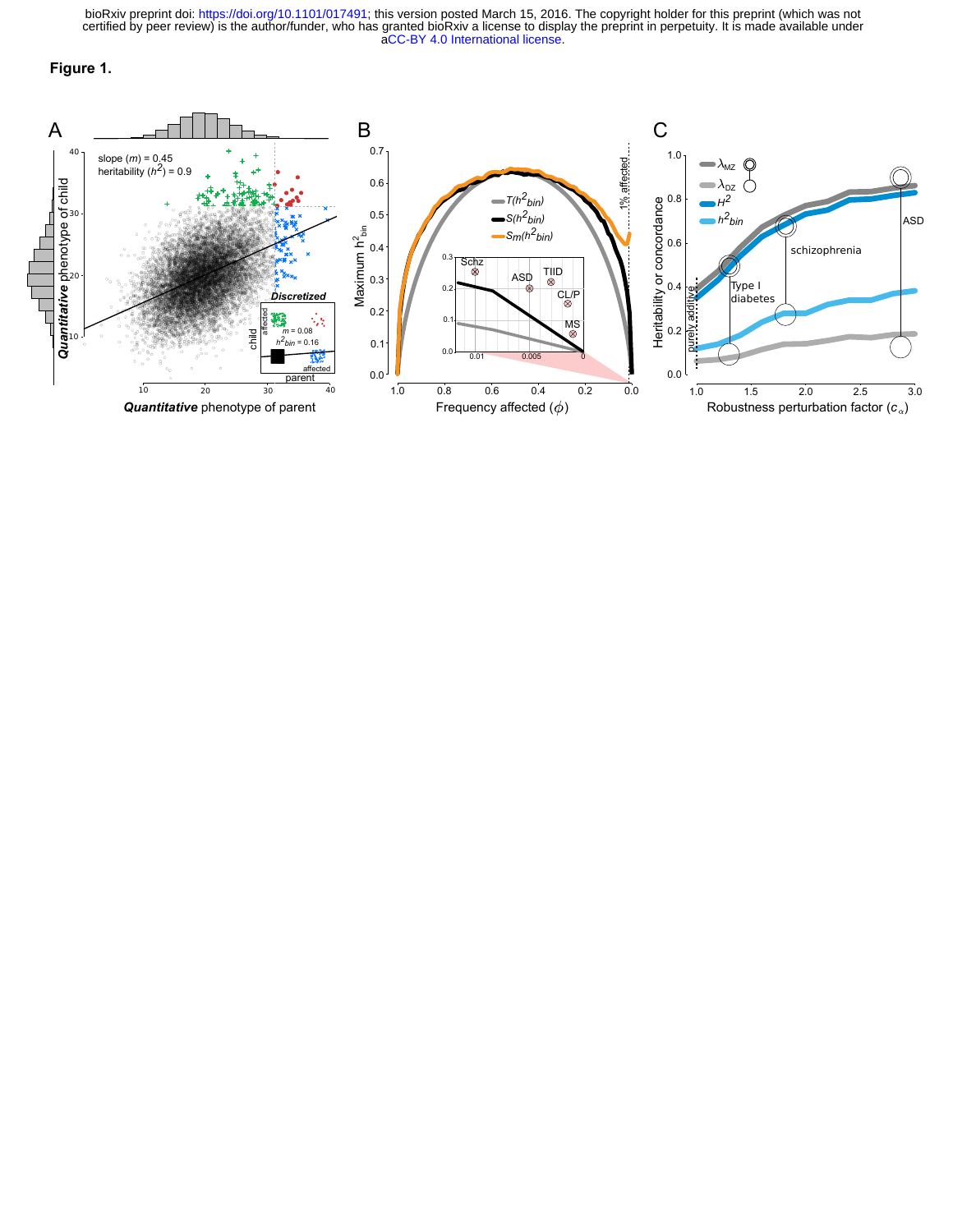**Figure 1.**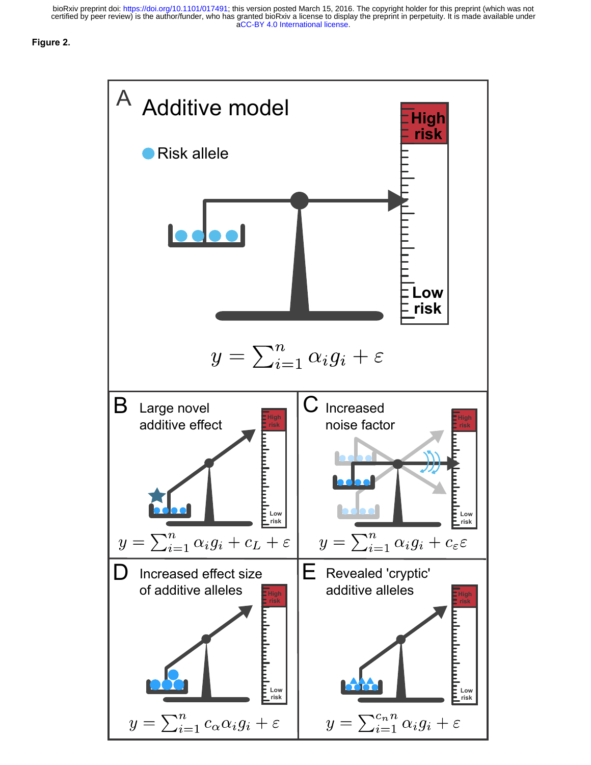**Figure 2.**

**A** Additive model

Risk allele

High risk

Low risk

$$y = \sum_{i=1}^{n} \alpha_i g_i + \varepsilon$$

**B** Large novel additive effect

$$y = \sum_{i=1}^{n} \alpha_i g_i + c_L + \varepsilon$$

**C** Increased noise factor

$$y = \sum_{i=1}^{n} \alpha_i g_i + c_\varepsilon \varepsilon$$

**D** Increased effect size of additive alleles

$$y = \sum_{i=1}^{n} c_\alpha \alpha_i g_i + \varepsilon$$

**E** Revealed 'cryptic' additive alleles

$$y = \sum_{i=1}^{c_n n} \alpha_i g_i + \varepsilon$$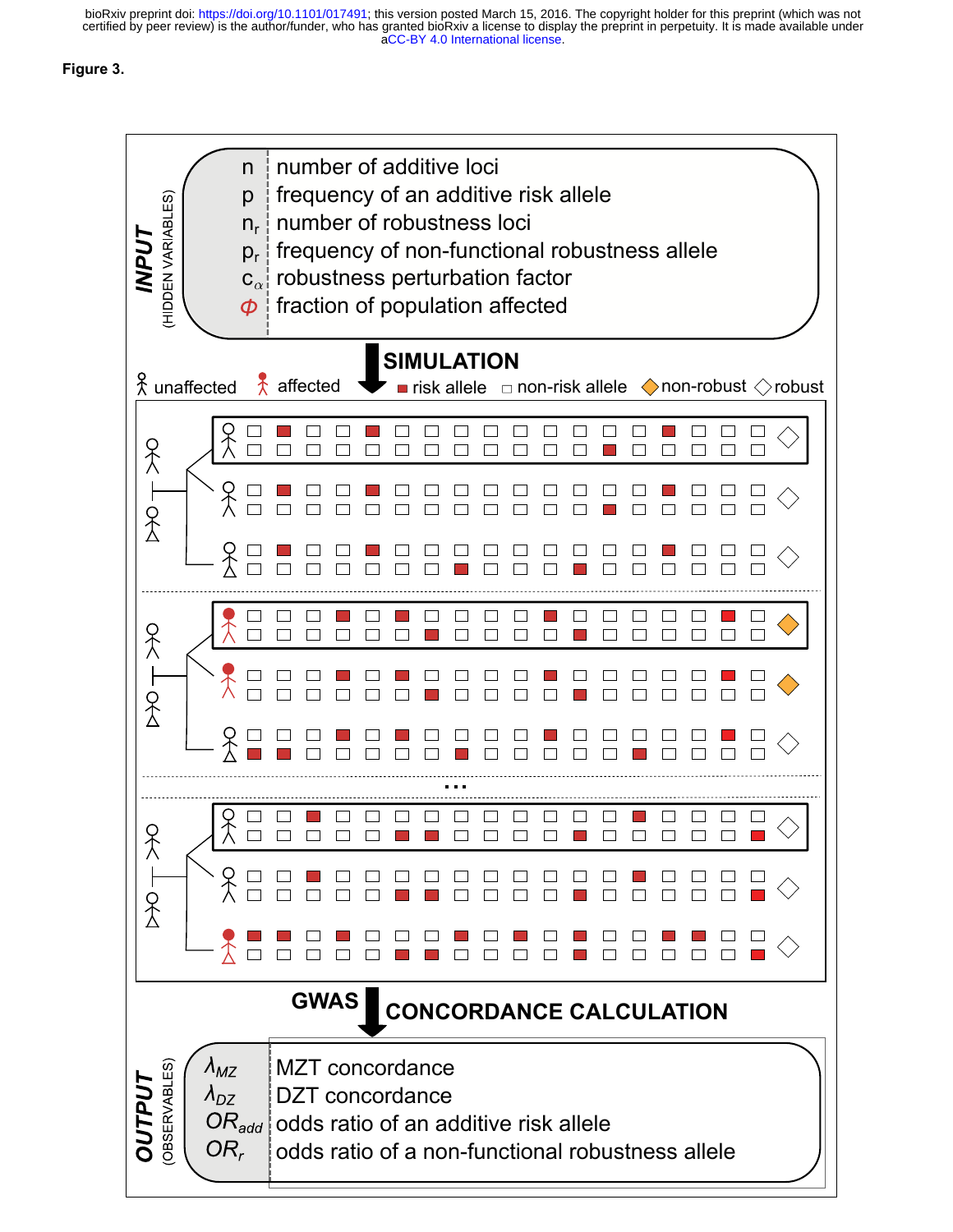**Figure 3.**

**INPUT** (HIDDEN VARIABLES)

| | |
|---|---|
| $n$ | number of additive loci |
| $p$ | frequency of an additive risk allele |
| $n_r$ | number of robustness loci |
| $p_r$ | frequency of non-functional robustness allele |
| $c_\alpha$ | robustness perturbation factor |
| $\Phi$ | fraction of population affected |

**SIMULATION**

unaffected | affected | risk allele | non-risk allele | non-robust | robust

...

**GWAS** | **CONCORDANCE CALCULATION**

**OUTPUT** (OBSERVABLES)

| | |
|---|---|
| $\lambda_{MZ}$ | MZT concordance |
| $\lambda_{DZ}$ | DZT concordance |
| $OR_{add}$ | odds ratio of an additive risk allele |
| $OR_r$ | odds ratio of a non-functional robustness allele |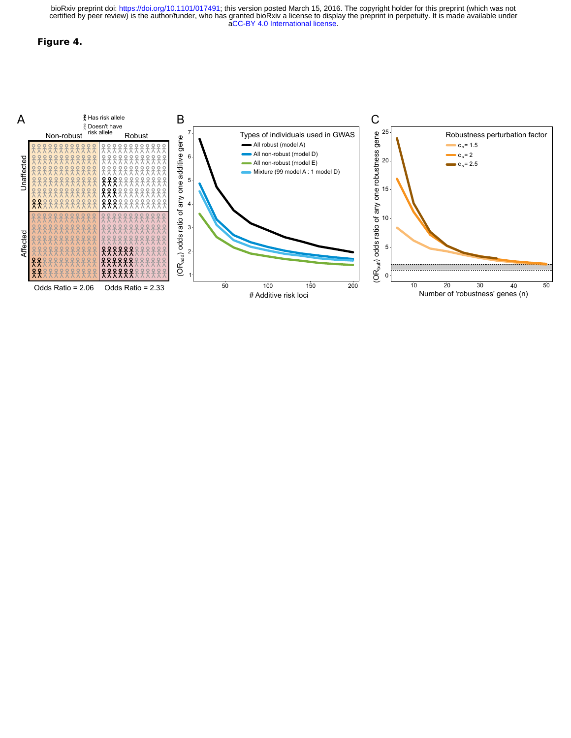**Figure 4.**

A

Has risk allele

Doesn't have risk allele

Non-robust

Robust

Unaffected

Affected

Odds Ratio = 2.06

Odds Ratio = 2.33

B

Types of individuals used in GWAS

All robust (model A)

All non-robust (model D)

All non-robust (model E)

Mixture (99 model A : 1 model D)

($OR_{add}$) odds ratio of any one additive gene

1
2
3
4
5
6
7

50
100
150
200

# Additive risk loci

C

Robustness perturbation factor

$c_\alpha$= 1.5

$c_\alpha$= 2

$c_\alpha$= 2.5

($OR_{buff}$) odds ratio of any one robustness gene

0
5
10
15
20
25

10
20
30
40
50

Number of 'robustness' genes (n)